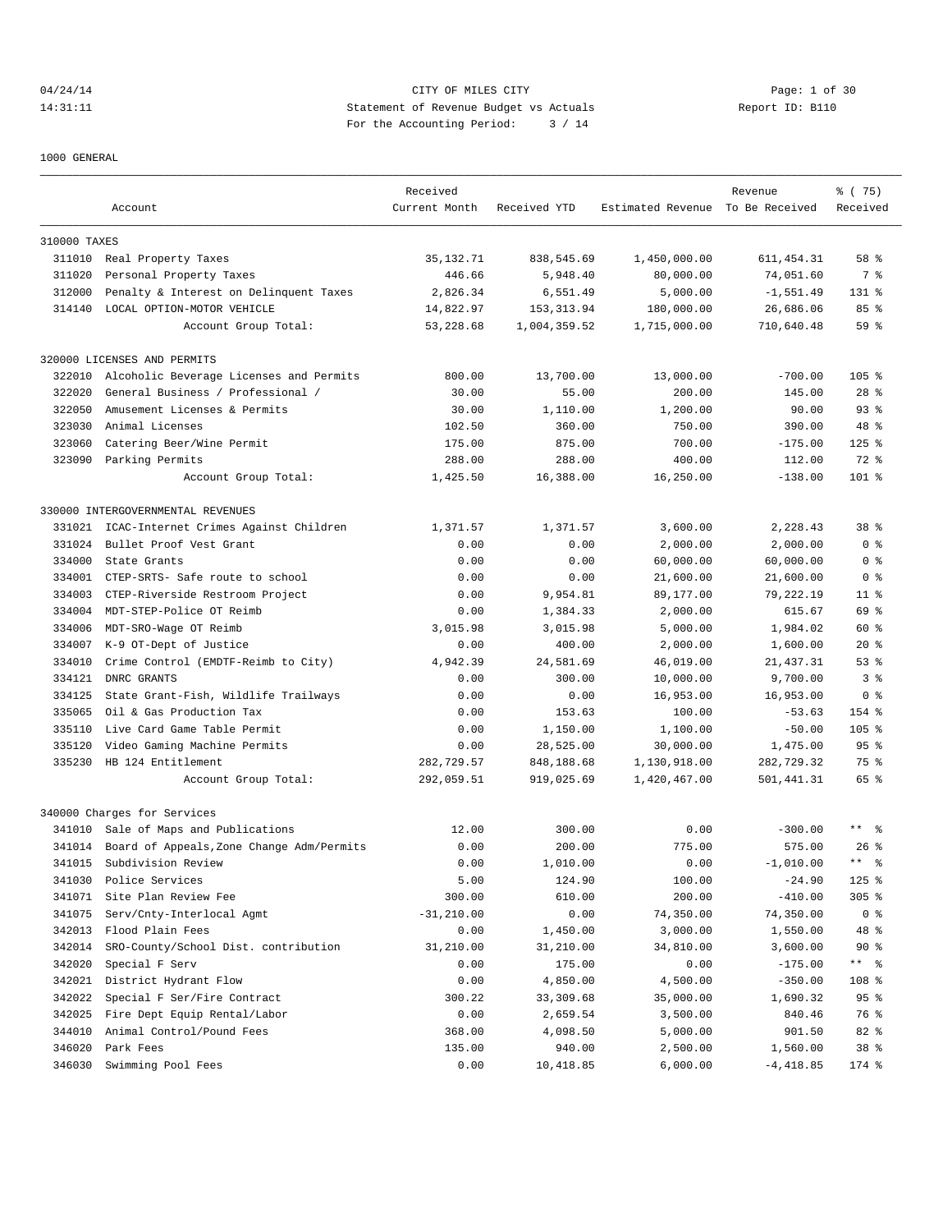# CITY OF MILES CITY

Statement of Revenue Budget vs Actuals

For the Accounting Period: 3 / 14

04/24/14 14:31:11 — Report ID: B110

## 1000 GENERAL

| | Account | Received Current Month | Received YTD | Estimated Revenue | Revenue To Be Received | % ( 75) Received |
|---|---|---|---|---|---|---|
| **310000 TAXES** | | | | | | |
| 311010 | Real Property Taxes | 35,132.71 | 838,545.69 | 1,450,000.00 | 611,454.31 | 58 % |
| 311020 | Personal Property Taxes | 446.66 | 5,948.40 | 80,000.00 | 74,051.60 | 7 % |
| 312000 | Penalty & Interest on Delinquent Taxes | 2,826.34 | 6,551.49 | 5,000.00 | -1,551.49 | 131 % |
| 314140 | LOCAL OPTION-MOTOR VEHICLE | 14,822.97 | 153,313.94 | 180,000.00 | 26,686.06 | 85 % |
| | Account Group Total: | 53,228.68 | 1,004,359.52 | 1,715,000.00 | 710,640.48 | 59 % |
| **320000 LICENSES AND PERMITS** | | | | | | |
| 322010 | Alcoholic Beverage Licenses and Permits | 800.00 | 13,700.00 | 13,000.00 | -700.00 | 105 % |
| 322020 | General Business / Professional / | 30.00 | 55.00 | 200.00 | 145.00 | 28 % |
| 322050 | Amusement Licenses & Permits | 30.00 | 1,110.00 | 1,200.00 | 90.00 | 93 % |
| 323030 | Animal Licenses | 102.50 | 360.00 | 750.00 | 390.00 | 48 % |
| 323060 | Catering Beer/Wine Permit | 175.00 | 875.00 | 700.00 | -175.00 | 125 % |
| 323090 | Parking Permits | 288.00 | 288.00 | 400.00 | 112.00 | 72 % |
| | Account Group Total: | 1,425.50 | 16,388.00 | 16,250.00 | -138.00 | 101 % |
| **330000 INTERGOVERNMENTAL REVENUES** | | | | | | |
| 331021 | ICAC-Internet Crimes Against Children | 1,371.57 | 1,371.57 | 3,600.00 | 2,228.43 | 38 % |
| 331024 | Bullet Proof Vest Grant | 0.00 | 0.00 | 2,000.00 | 2,000.00 | 0 % |
| 334000 | State Grants | 0.00 | 0.00 | 60,000.00 | 60,000.00 | 0 % |
| 334001 | CTEP-SRTS- Safe route to school | 0.00 | 0.00 | 21,600.00 | 21,600.00 | 0 % |
| 334003 | CTEP-Riverside Restroom Project | 0.00 | 9,954.81 | 89,177.00 | 79,222.19 | 11 % |
| 334004 | MDT-STEP-Police OT Reimb | 0.00 | 1,384.33 | 2,000.00 | 615.67 | 69 % |
| 334006 | MDT-SRO-Wage OT Reimb | 3,015.98 | 3,015.98 | 5,000.00 | 1,984.02 | 60 % |
| 334007 | K-9 OT-Dept of Justice | 0.00 | 400.00 | 2,000.00 | 1,600.00 | 20 % |
| 334010 | Crime Control (EMDTF-Reimb to City) | 4,942.39 | 24,581.69 | 46,019.00 | 21,437.31 | 53 % |
| 334121 | DNRC GRANTS | 0.00 | 300.00 | 10,000.00 | 9,700.00 | 3 % |
| 334125 | State Grant-Fish, Wildlife Trailways | 0.00 | 0.00 | 16,953.00 | 16,953.00 | 0 % |
| 335065 | Oil & Gas Production Tax | 0.00 | 153.63 | 100.00 | -53.63 | 154 % |
| 335110 | Live Card Game Table Permit | 0.00 | 1,150.00 | 1,100.00 | -50.00 | 105 % |
| 335120 | Video Gaming Machine Permits | 0.00 | 28,525.00 | 30,000.00 | 1,475.00 | 95 % |
| 335230 | HB 124 Entitlement | 282,729.57 | 848,188.68 | 1,130,918.00 | 282,729.32 | 75 % |
| | Account Group Total: | 292,059.51 | 919,025.69 | 1,420,467.00 | 501,441.31 | 65 % |
| **340000 Charges for Services** | | | | | | |
| 341010 | Sale of Maps and Publications | 12.00 | 300.00 | 0.00 | -300.00 | ** % |
| 341014 | Board of Appeals,Zone Change Adm/Permits | 0.00 | 200.00 | 775.00 | 575.00 | 26 % |
| 341015 | Subdivision Review | 0.00 | 1,010.00 | 0.00 | -1,010.00 | ** % |
| 341030 | Police Services | 5.00 | 124.90 | 100.00 | -24.90 | 125 % |
| 341071 | Site Plan Review Fee | 300.00 | 610.00 | 200.00 | -410.00 | 305 % |
| 341075 | Serv/Cnty-Interlocal Agmt | -31,210.00 | 0.00 | 74,350.00 | 74,350.00 | 0 % |
| 342013 | Flood Plain Fees | 0.00 | 1,450.00 | 3,000.00 | 1,550.00 | 48 % |
| 342014 | SRO-County/School Dist. contribution | 31,210.00 | 31,210.00 | 34,810.00 | 3,600.00 | 90 % |
| 342020 | Special F Serv | 0.00 | 175.00 | 0.00 | -175.00 | ** % |
| 342021 | District Hydrant Flow | 0.00 | 4,850.00 | 4,500.00 | -350.00 | 108 % |
| 342022 | Special F Ser/Fire Contract | 300.22 | 33,309.68 | 35,000.00 | 1,690.32 | 95 % |
| 342025 | Fire Dept Equip Rental/Labor | 0.00 | 2,659.54 | 3,500.00 | 840.46 | 76 % |
| 344010 | Animal Control/Pound Fees | 368.00 | 4,098.50 | 5,000.00 | 901.50 | 82 % |
| 346020 | Park Fees | 135.00 | 940.00 | 2,500.00 | 1,560.00 | 38 % |
| 346030 | Swimming Pool Fees | 0.00 | 10,418.85 | 6,000.00 | -4,418.85 | 174 % |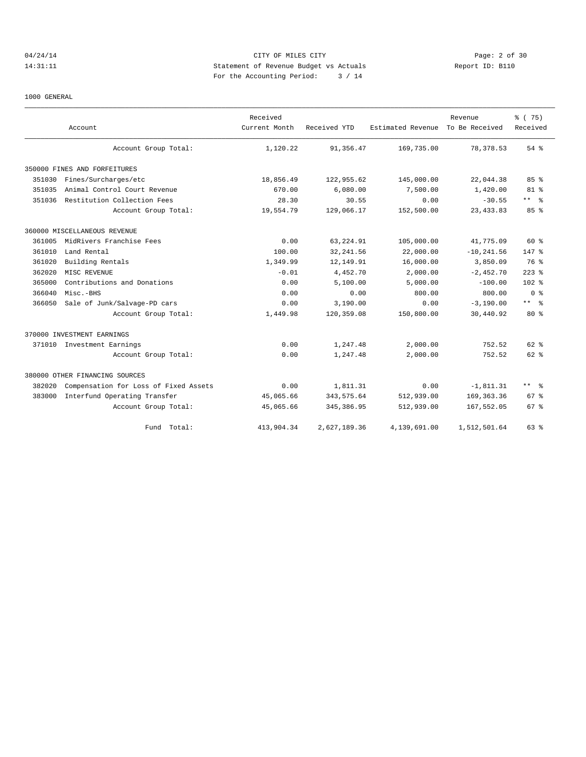1000 GENERAL

| Account | Received Current Month | Received YTD | Estimated Revenue | Revenue To Be Received | % ( 75) Received |
|---|---|---|---|---|---|
| Account Group Total: | 1,120.22 | 91,356.47 | 169,735.00 | 78,378.53 | 54 % |
| 350000 FINES AND FORFEITURES | | | | | |
| 351030 Fines/Surcharges/etc | 18,856.49 | 122,955.62 | 145,000.00 | 22,044.38 | 85 % |
| 351035 Animal Control Court Revenue | 670.00 | 6,080.00 | 7,500.00 | 1,420.00 | 81 % |
| 351036 Restitution Collection Fees | 28.30 | 30.55 | 0.00 | -30.55 | ** % |
| Account Group Total: | 19,554.79 | 129,066.17 | 152,500.00 | 23,433.83 | 85 % |
| 360000 MISCELLANEOUS REVENUE | | | | | |
| 361005 MidRivers Franchise Fees | 0.00 | 63,224.91 | 105,000.00 | 41,775.09 | 60 % |
| 361010 Land Rental | 100.00 | 32,241.56 | 22,000.00 | -10,241.56 | 147 % |
| 361020 Building Rentals | 1,349.99 | 12,149.91 | 16,000.00 | 3,850.09 | 76 % |
| 362020 MISC REVENUE | -0.01 | 4,452.70 | 2,000.00 | -2,452.70 | 223 % |
| 365000 Contributions and Donations | 0.00 | 5,100.00 | 5,000.00 | -100.00 | 102 % |
| 366040 Misc.-BHS | 0.00 | 0.00 | 800.00 | 800.00 | 0 % |
| 366050 Sale of Junk/Salvage-PD cars | 0.00 | 3,190.00 | 0.00 | -3,190.00 | ** % |
| Account Group Total: | 1,449.98 | 120,359.08 | 150,800.00 | 30,440.92 | 80 % |
| 370000 INVESTMENT EARNINGS | | | | | |
| 371010 Investment Earnings | 0.00 | 1,247.48 | 2,000.00 | 752.52 | 62 % |
| Account Group Total: | 0.00 | 1,247.48 | 2,000.00 | 752.52 | 62 % |
| 380000 OTHER FINANCING SOURCES | | | | | |
| 382020 Compensation for Loss of Fixed Assets | 0.00 | 1,811.31 | 0.00 | -1,811.31 | ** % |
| 383000 Interfund Operating Transfer | 45,065.66 | 343,575.64 | 512,939.00 | 169,363.36 | 67 % |
| Account Group Total: | 45,065.66 | 345,386.95 | 512,939.00 | 167,552.05 | 67 % |
| Fund Total: | 413,904.34 | 2,627,189.36 | 4,139,691.00 | 1,512,501.64 | 63 % |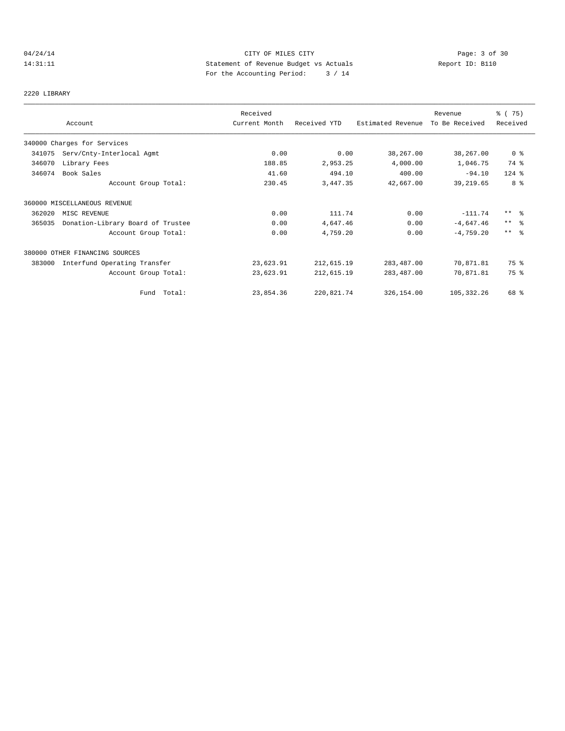CITY OF MILES CITY
Statement of Revenue Budget vs Actuals
For the Accounting Period: 3 / 14

04/24/14
14:31:11

Report ID: B110

2220 LIBRARY

| Account | | Received Current Month | Received YTD | Estimated Revenue | Revenue To Be Received | % ( 75) Received |
|---|---|---|---|---|---|---|
| 340000 Charges for Services | | | | | | |
| 341075 | Serv/Cnty-Interlocal Agmt | 0.00 | 0.00 | 38,267.00 | 38,267.00 | 0 % |
| 346070 | Library Fees | 188.85 | 2,953.25 | 4,000.00 | 1,046.75 | 74 % |
| 346074 | Book Sales | 41.60 | 494.10 | 400.00 | -94.10 | 124 % |
| | Account Group Total: | 230.45 | 3,447.35 | 42,667.00 | 39,219.65 | 8 % |
| 360000 MISCELLANEOUS REVENUE | | | | | | |
| 362020 | MISC REVENUE | 0.00 | 111.74 | 0.00 | -111.74 | ** % |
| 365035 | Donation-Library Board of Trustee | 0.00 | 4,647.46 | 0.00 | -4,647.46 | ** % |
| | Account Group Total: | 0.00 | 4,759.20 | 0.00 | -4,759.20 | ** % |
| 380000 OTHER FINANCING SOURCES | | | | | | |
| 383000 | Interfund Operating Transfer | 23,623.91 | 212,615.19 | 283,487.00 | 70,871.81 | 75 % |
| | Account Group Total: | 23,623.91 | 212,615.19 | 283,487.00 | 70,871.81 | 75 % |
| | Fund Total: | 23,854.36 | 220,821.74 | 326,154.00 | 105,332.26 | 68 % |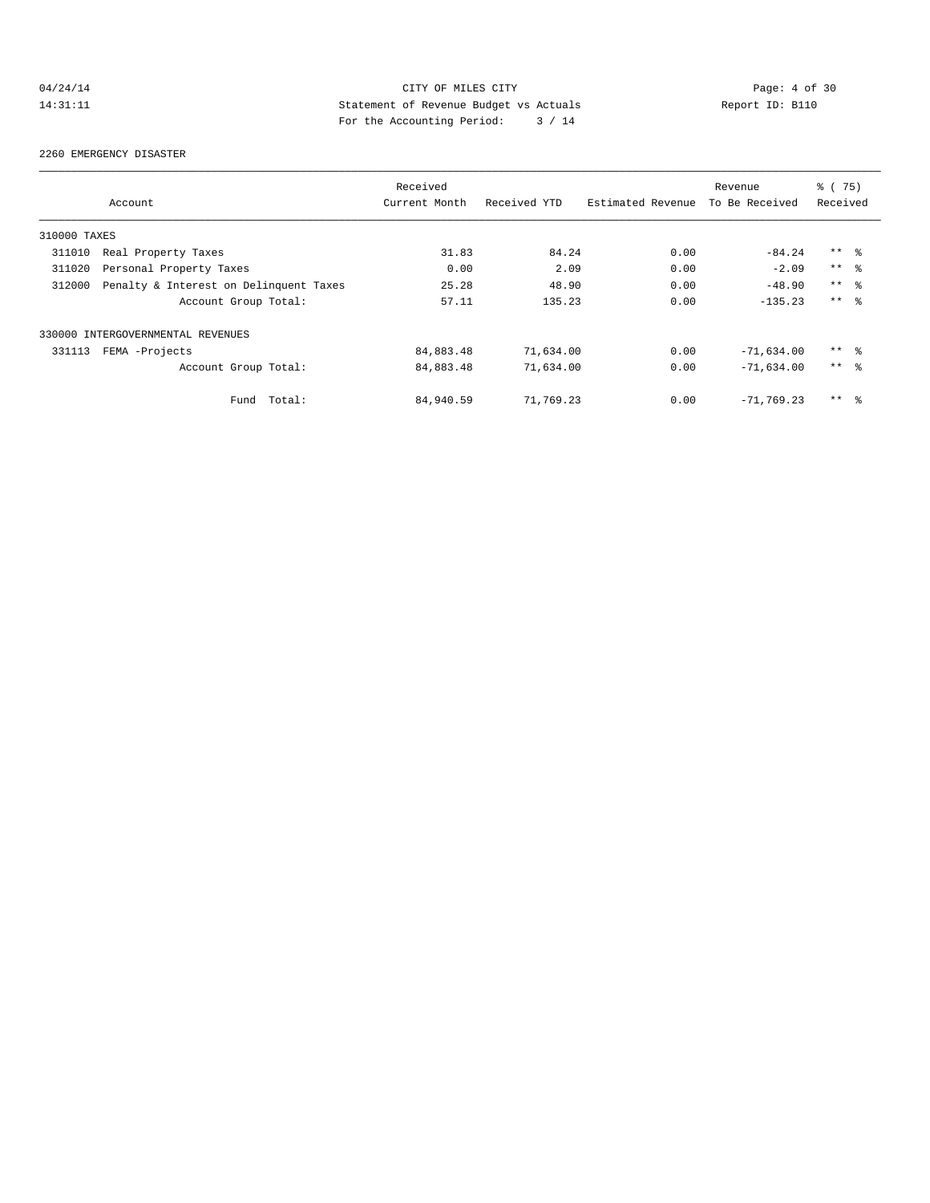04/24/14
14:31:11

CITY OF MILES CITY
Statement of Revenue Budget vs Actuals
For the Accounting Period: 3 / 14

Report ID: B110

2260 EMERGENCY DISASTER

| Account | Received Current Month | Received YTD | Estimated Revenue | Revenue To Be Received | % ( 75) Received |
|---|---|---|---|---|---|
| 310000 TAXES | | | | | |
| 311010 Real Property Taxes | 31.83 | 84.24 | 0.00 | -84.24 | ** % |
| 311020 Personal Property Taxes | 0.00 | 2.09 | 0.00 | -2.09 | ** % |
| 312000 Penalty & Interest on Delinquent Taxes | 25.28 | 48.90 | 0.00 | -48.90 | ** % |
| Account Group Total: | 57.11 | 135.23 | 0.00 | -135.23 | ** % |
| 330000 INTERGOVERNMENTAL REVENUES | | | | | |
| 331113 FEMA -Projects | 84,883.48 | 71,634.00 | 0.00 | -71,634.00 | ** % |
| Account Group Total: | 84,883.48 | 71,634.00 | 0.00 | -71,634.00 | ** % |
| Fund Total: | 84,940.59 | 71,769.23 | 0.00 | -71,769.23 | ** % |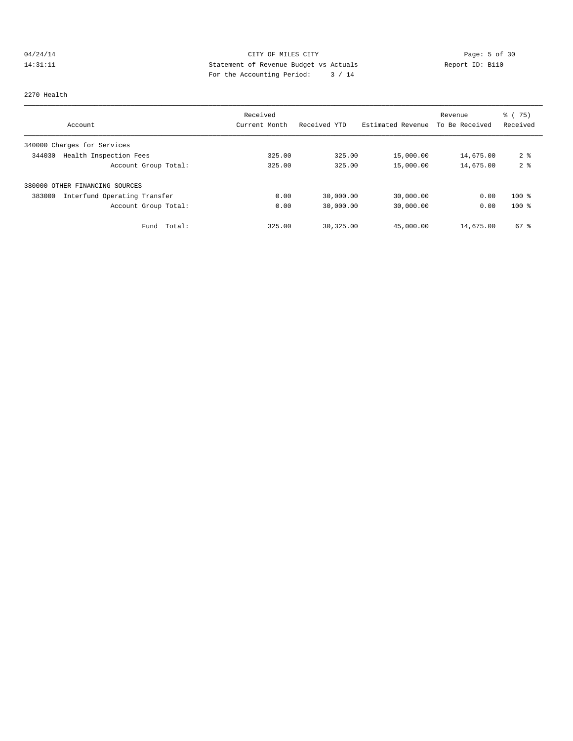CITY OF MILES CITY
Statement of Revenue Budget vs Actuals
For the Accounting Period: 3 / 14

04/24/14
14:31:11

Report ID: B110

2270 Health

| Account | Received Current Month | Received YTD | Estimated Revenue | Revenue To Be Received | % ( 75) Received |
|---|---|---|---|---|---|
| 340000 Charges for Services | | | | | |
| 344030 Health Inspection Fees | 325.00 | 325.00 | 15,000.00 | 14,675.00 | 2 % |
| Account Group Total: | 325.00 | 325.00 | 15,000.00 | 14,675.00 | 2 % |
| 380000 OTHER FINANCING SOURCES | | | | | |
| 383000 Interfund Operating Transfer | 0.00 | 30,000.00 | 30,000.00 | 0.00 | 100 % |
| Account Group Total: | 0.00 | 30,000.00 | 30,000.00 | 0.00 | 100 % |
| Fund Total: | 325.00 | 30,325.00 | 45,000.00 | 14,675.00 | 67 % |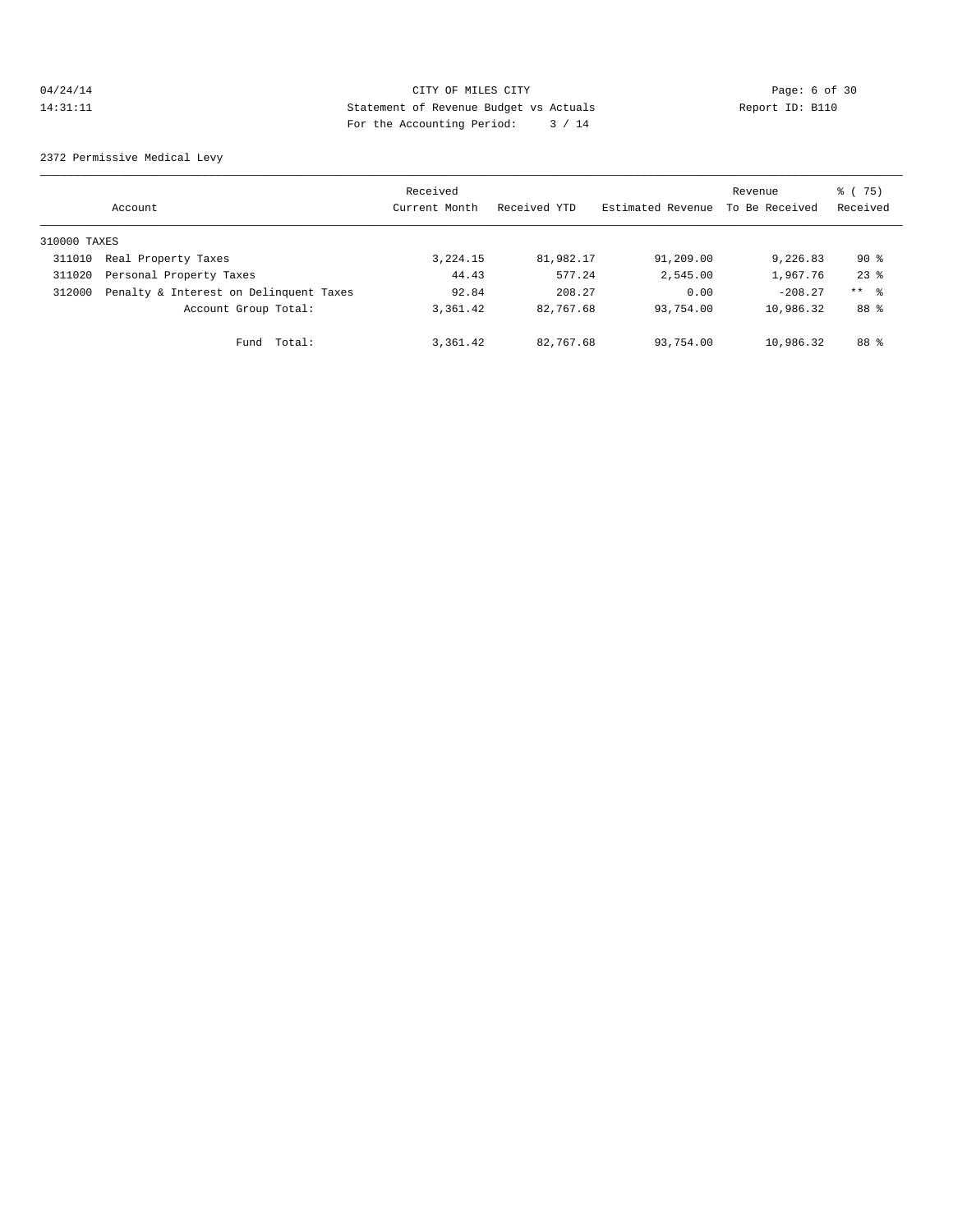CITY OF MILES CITY
Statement of Revenue Budget vs Actuals
For the Accounting Period: 3 / 14

04/24/14
14:31:11

Report ID: B110

2372 Permissive Medical Levy

| Account | | Received Current Month | Received YTD | Estimated Revenue | Revenue To Be Received | % ( 75) Received |
|---|---|---|---|---|---|---|
| 310000 TAXES | | | | | | |
| 311010 | Real Property Taxes | 3,224.15 | 81,982.17 | 91,209.00 | 9,226.83 | 90 % |
| 311020 | Personal Property Taxes | 44.43 | 577.24 | 2,545.00 | 1,967.76 | 23 % |
| 312000 | Penalty & Interest on Delinquent Taxes | 92.84 | 208.27 | 0.00 | -208.27 | ** % |
| | Account Group Total: | 3,361.42 | 82,767.68 | 93,754.00 | 10,986.32 | 88 % |
| | Fund Total: | 3,361.42 | 82,767.68 | 93,754.00 | 10,986.32 | 88 % |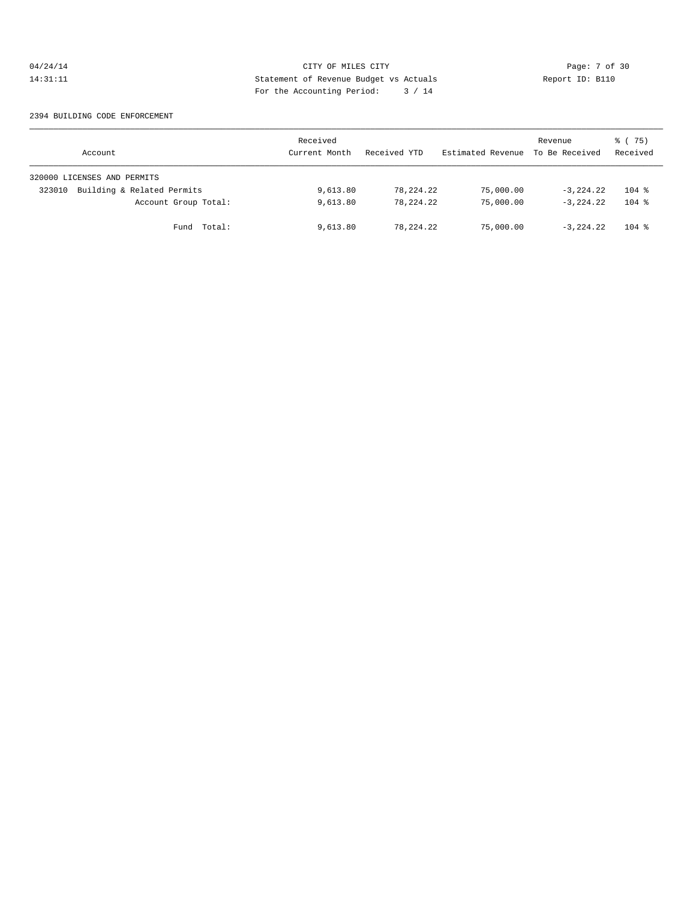04/24/14 CITY OF MILES CITY
14:31:11 Statement of Revenue Budget vs Actuals Report ID: B110
For the Accounting Period: 3 / 14

2394 BUILDING CODE ENFORCEMENT

| Account | Received Current Month | Received YTD | Estimated Revenue | Revenue To Be Received | % ( 75) Received |
|---|---|---|---|---|---|
| 320000 LICENSES AND PERMITS | | | | | |
| 323010 Building & Related Permits | 9,613.80 | 78,224.22 | 75,000.00 | -3,224.22 | 104 % |
| Account Group Total: | 9,613.80 | 78,224.22 | 75,000.00 | -3,224.22 | 104 % |
| Fund Total: | 9,613.80 | 78,224.22 | 75,000.00 | -3,224.22 | 104 % |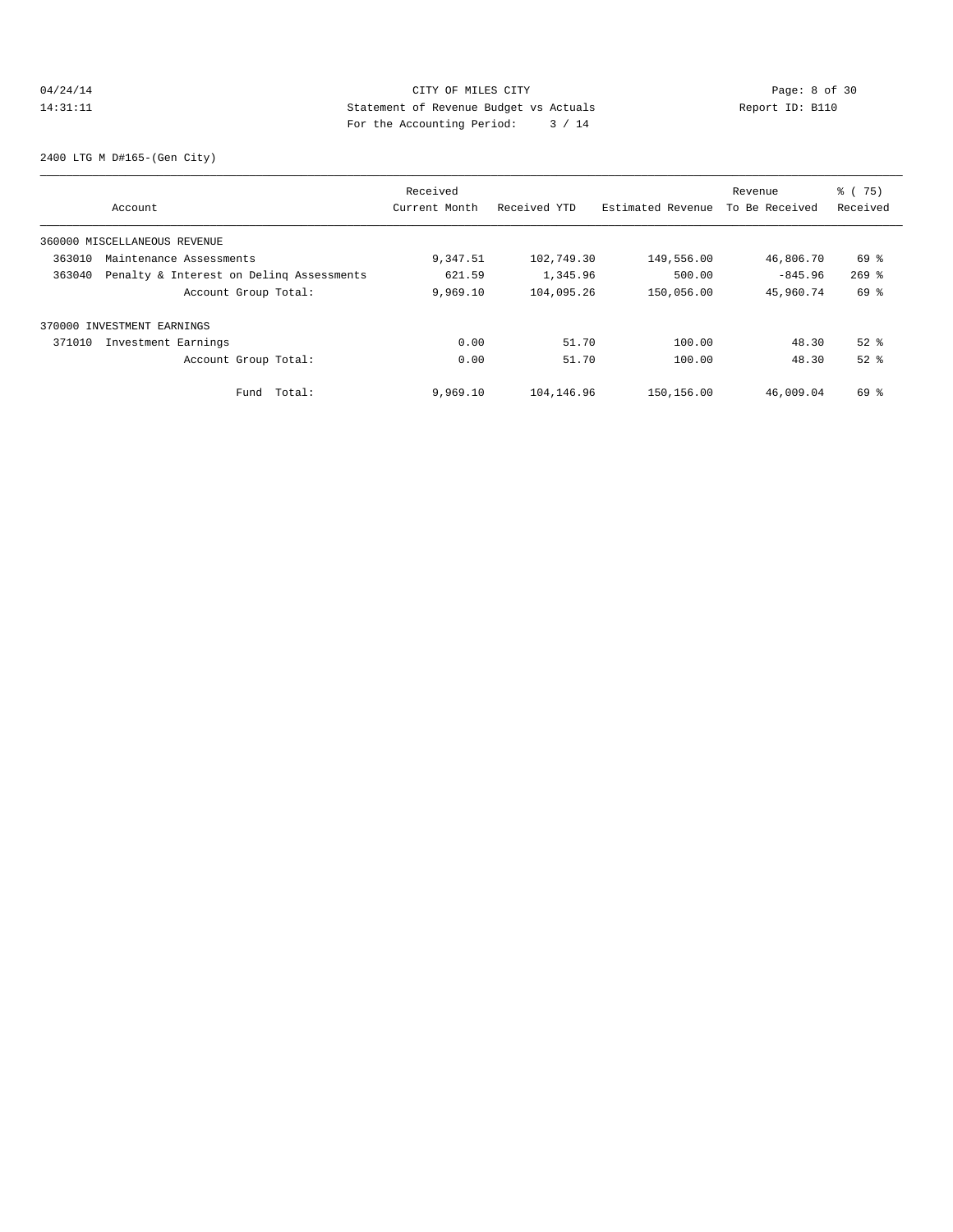CITY OF MILES CITY
Statement of Revenue Budget vs Actuals
For the Accounting Period: 3 / 14

04/24/14
14:31:11

Report ID: B110

2400 LTG M D#165-(Gen City)

| Account | Received Current Month | Received YTD | Estimated Revenue | Revenue To Be Received | % ( 75) Received |
|---|---|---|---|---|---|
| 360000 MISCELLANEOUS REVENUE | | | | | |
| 363010 Maintenance Assessments | 9,347.51 | 102,749.30 | 149,556.00 | 46,806.70 | 69 % |
| 363040 Penalty & Interest on Delinq Assessments | 621.59 | 1,345.96 | 500.00 | -845.96 | 269 % |
| Account Group Total: | 9,969.10 | 104,095.26 | 150,056.00 | 45,960.74 | 69 % |
| 370000 INVESTMENT EARNINGS | | | | | |
| 371010 Investment Earnings | 0.00 | 51.70 | 100.00 | 48.30 | 52 % |
| Account Group Total: | 0.00 | 51.70 | 100.00 | 48.30 | 52 % |
| Fund Total: | 9,969.10 | 104,146.96 | 150,156.00 | 46,009.04 | 69 % |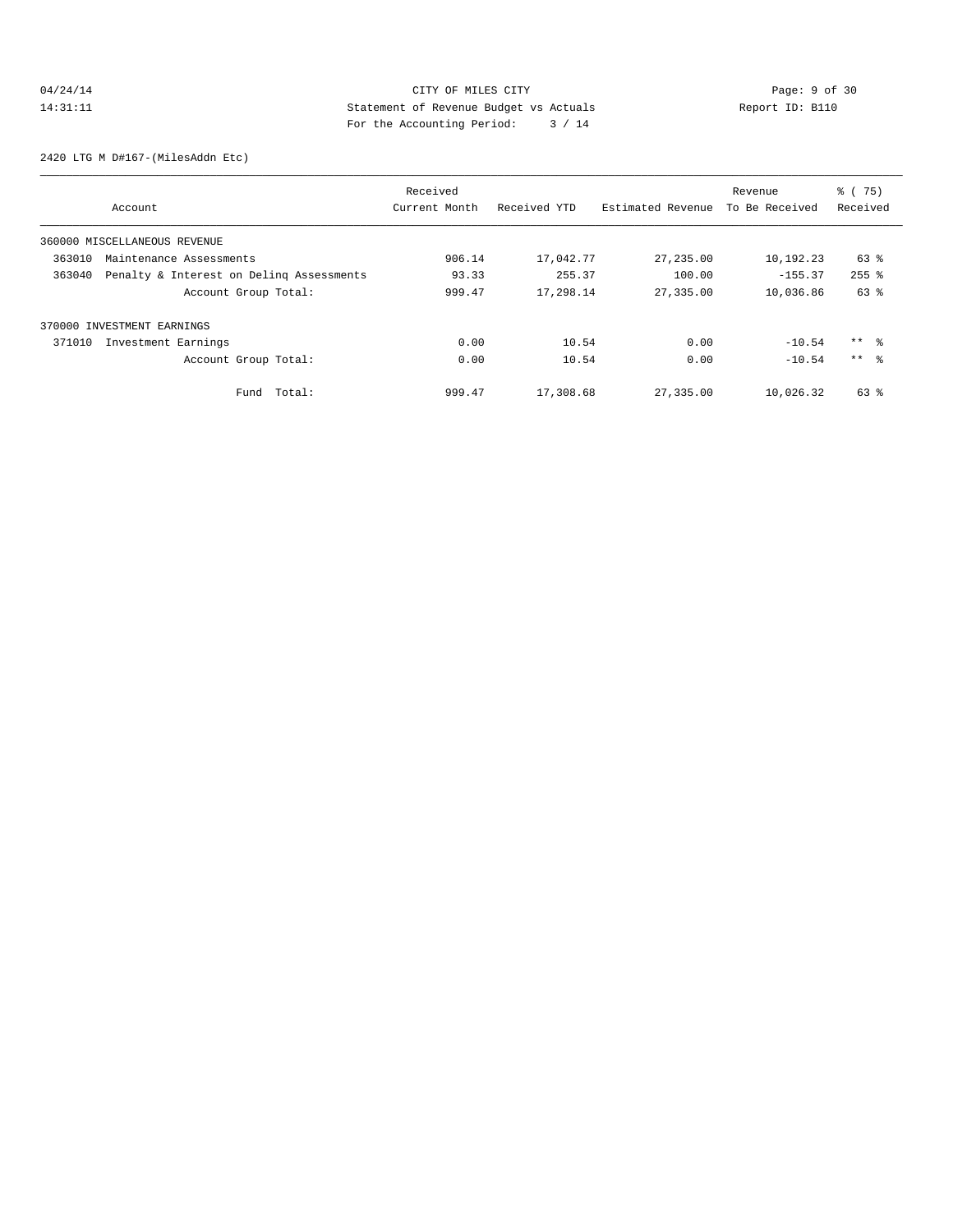CITY OF MILES CITY
Statement of Revenue Budget vs Actuals
For the Accounting Period: 3 / 14

04/24/14
14:31:11

Report ID: B110

2420 LTG M D#167-(MilesAddn Etc)

| Account | Received Current Month | Received YTD | Estimated Revenue | Revenue To Be Received | % ( 75) Received |
|---|---|---|---|---|---|
| 360000 MISCELLANEOUS REVENUE | | | | | |
| 363010 Maintenance Assessments | 906.14 | 17,042.77 | 27,235.00 | 10,192.23 | 63 % |
| 363040 Penalty & Interest on Delinq Assessments | 93.33 | 255.37 | 100.00 | -155.37 | 255 % |
| Account Group Total: | 999.47 | 17,298.14 | 27,335.00 | 10,036.86 | 63 % |
| 370000 INVESTMENT EARNINGS | | | | | |
| 371010 Investment Earnings | 0.00 | 10.54 | 0.00 | -10.54 | ** % |
| Account Group Total: | 0.00 | 10.54 | 0.00 | -10.54 | ** % |
| Fund Total: | 999.47 | 17,308.68 | 27,335.00 | 10,026.32 | 63 % |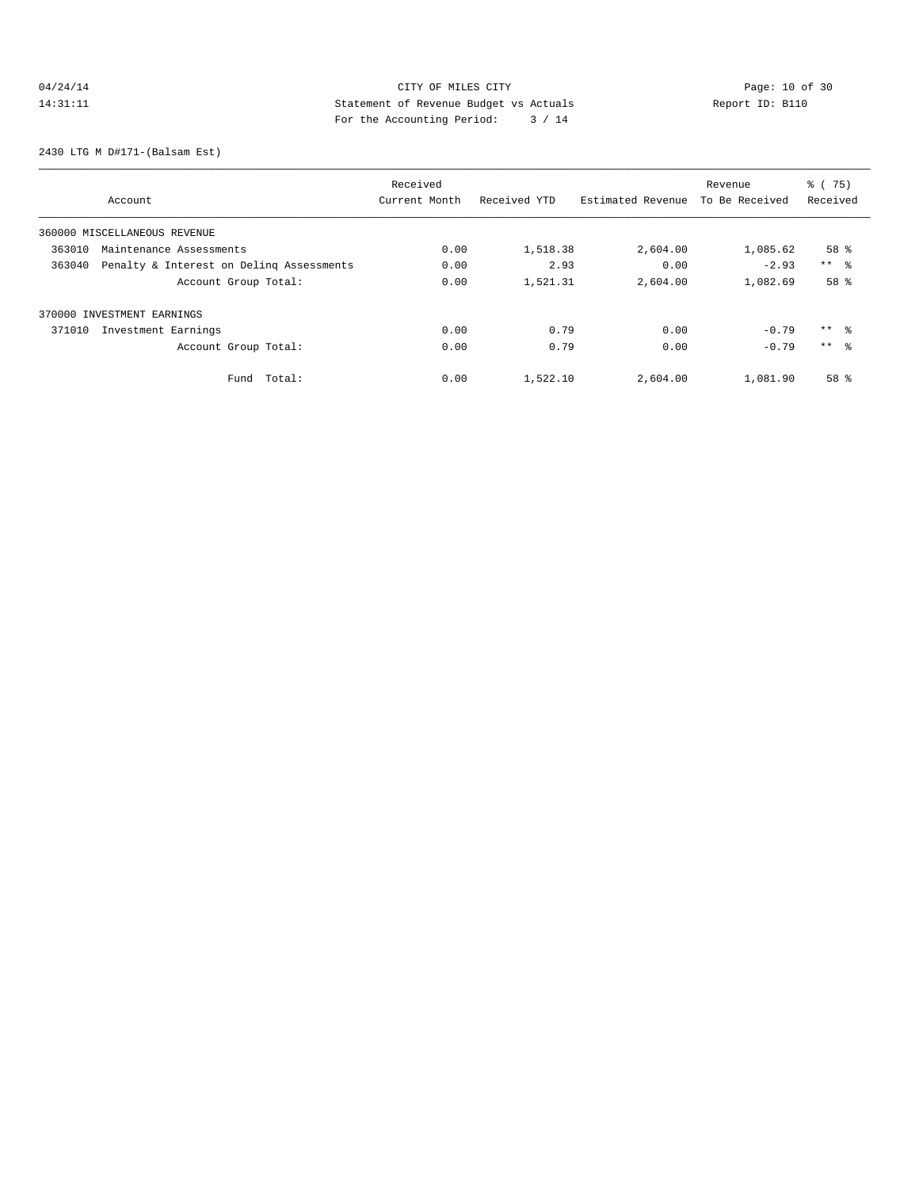04/24/14 CITY OF MILES CITY
14:31:11 Statement of Revenue Budget vs Actuals Report ID: B110
For the Accounting Period: 3 / 14

2430 LTG M D#171-(Balsam Est)

| Account | Received Current Month | Received YTD | Estimated Revenue | Revenue To Be Received | % ( 75) Received |
|---|---|---|---|---|---|
| 360000 MISCELLANEOUS REVENUE | | | | | |
| 363010 Maintenance Assessments | 0.00 | 1,518.38 | 2,604.00 | 1,085.62 | 58 % |
| 363040 Penalty & Interest on Delinq Assessments | 0.00 | 2.93 | 0.00 | -2.93 | ** % |
| Account Group Total: | 0.00 | 1,521.31 | 2,604.00 | 1,082.69 | 58 % |
| 370000 INVESTMENT EARNINGS | | | | | |
| 371010 Investment Earnings | 0.00 | 0.79 | 0.00 | -0.79 | ** % |
| Account Group Total: | 0.00 | 0.79 | 0.00 | -0.79 | ** % |
| Fund Total: | 0.00 | 1,522.10 | 2,604.00 | 1,081.90 | 58 % |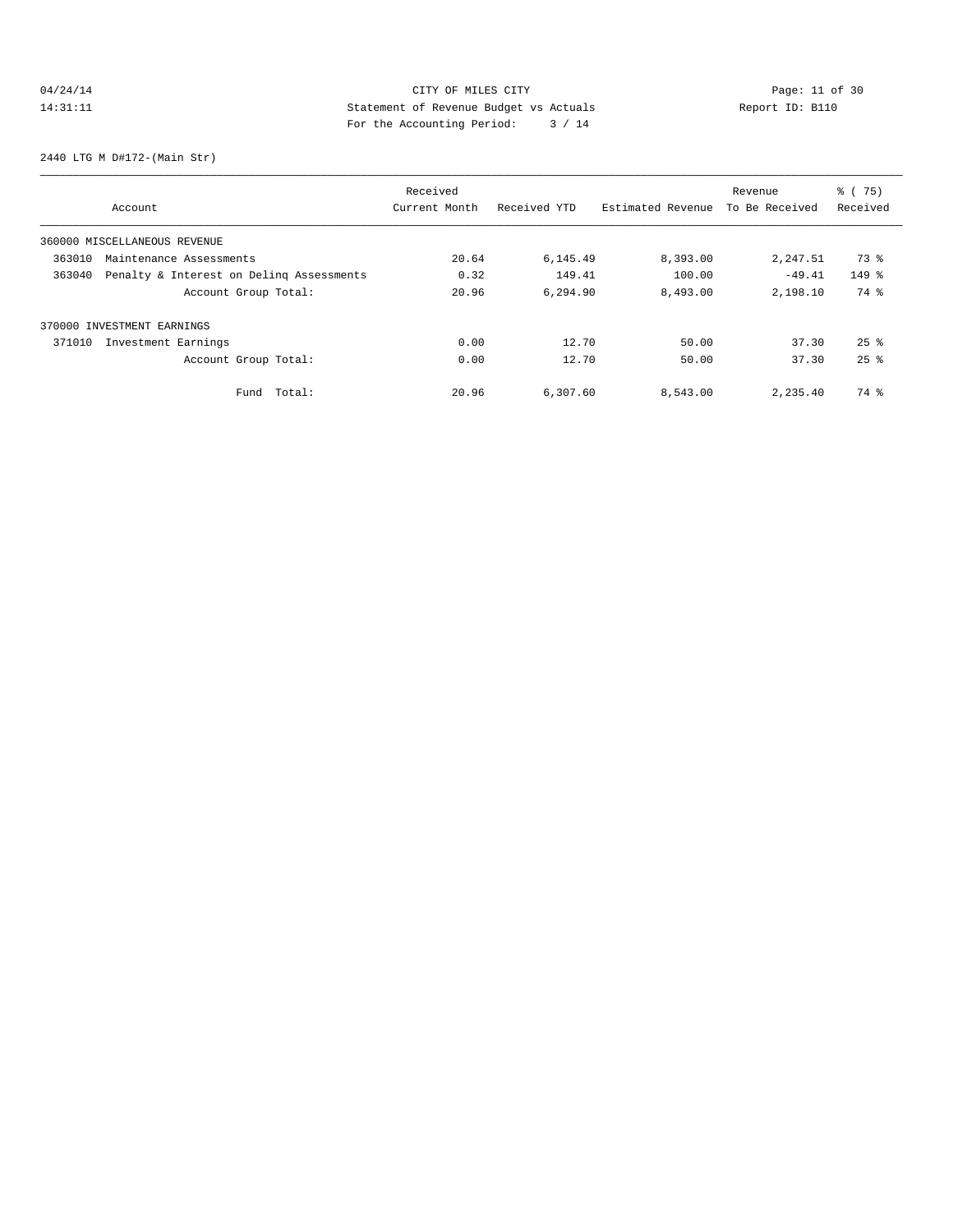CITY OF MILES CITY
Statement of Revenue Budget vs Actuals
For the Accounting Period: 3 / 14

04/24/14 14:31:11 Report ID: B110

2440 LTG M D#172-(Main Str)

| Account | Received Current Month | Received YTD | Estimated Revenue | Revenue To Be Received | % ( 75) Received |
|---|---|---|---|---|---|
| 360000 MISCELLANEOUS REVENUE | | | | | |
| 363010 Maintenance Assessments | 20.64 | 6,145.49 | 8,393.00 | 2,247.51 | 73 % |
| 363040 Penalty & Interest on Delinq Assessments | 0.32 | 149.41 | 100.00 | -49.41 | 149 % |
| Account Group Total: | 20.96 | 6,294.90 | 8,493.00 | 2,198.10 | 74 % |
| 370000 INVESTMENT EARNINGS | | | | | |
| 371010 Investment Earnings | 0.00 | 12.70 | 50.00 | 37.30 | 25 % |
| Account Group Total: | 0.00 | 12.70 | 50.00 | 37.30 | 25 % |
| Fund Total: | 20.96 | 6,307.60 | 8,543.00 | 2,235.40 | 74 % |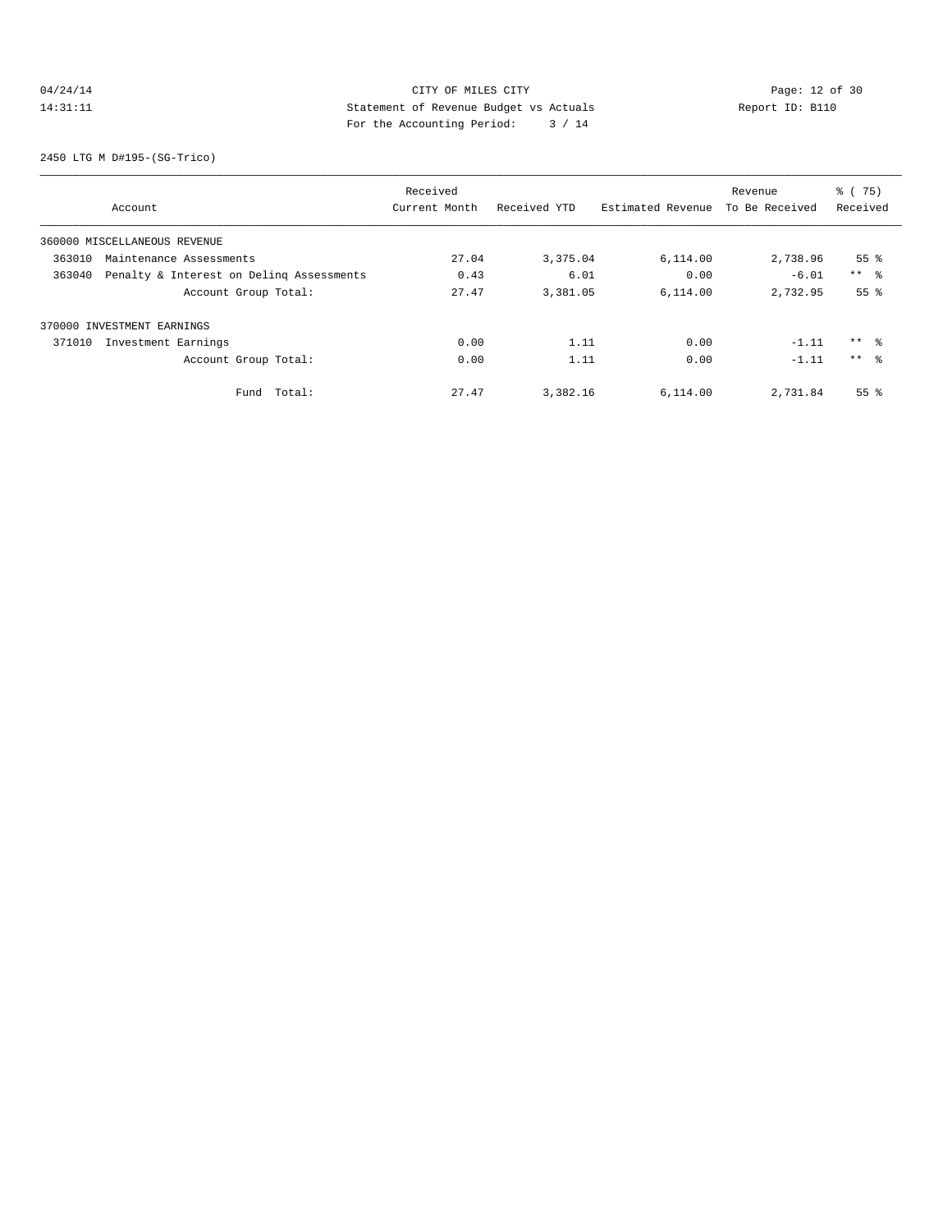CITY OF MILES CITY
Statement of Revenue Budget vs Actuals
For the Accounting Period: 3 / 14

04/24/14
14:31:11

Report ID: B110

2450 LTG M D#195-(SG-Trico)

| Account | Received Current Month | Received YTD | Estimated Revenue | Revenue To Be Received | % ( 75) Received |
|---|---|---|---|---|---|
| 360000 MISCELLANEOUS REVENUE | | | | | |
| 363010 Maintenance Assessments | 27.04 | 3,375.04 | 6,114.00 | 2,738.96 | 55 % |
| 363040 Penalty & Interest on Delinq Assessments | 0.43 | 6.01 | 0.00 | -6.01 | ** % |
| Account Group Total: | 27.47 | 3,381.05 | 6,114.00 | 2,732.95 | 55 % |
| 370000 INVESTMENT EARNINGS | | | | | |
| 371010 Investment Earnings | 0.00 | 1.11 | 0.00 | -1.11 | ** % |
| Account Group Total: | 0.00 | 1.11 | 0.00 | -1.11 | ** % |
| Fund Total: | 27.47 | 3,382.16 | 6,114.00 | 2,731.84 | 55 % |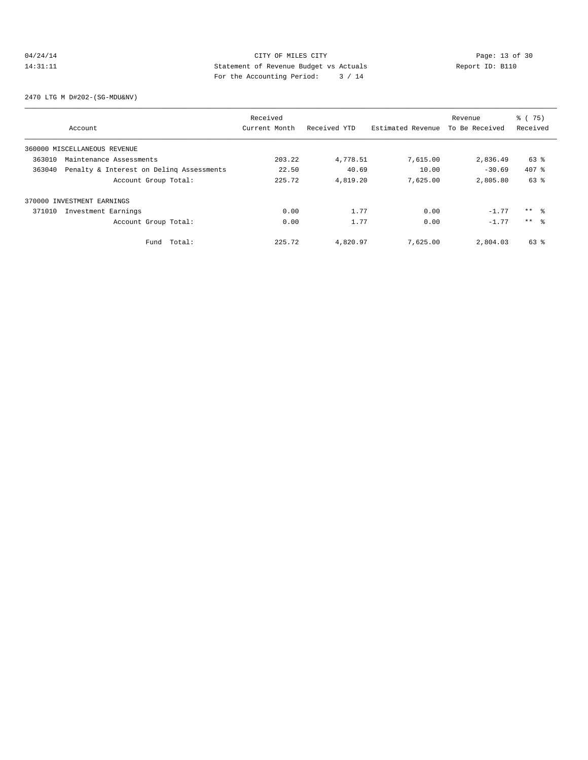CITY OF MILES CITY
Statement of Revenue Budget vs Actuals
For the Accounting Period: 3 / 14

2470 LTG M D#202-(SG-MDU&NV)

| Account | Received Current Month | Received YTD | Estimated Revenue | Revenue To Be Received | % ( 75) Received |
|---|---|---|---|---|---|
| 360000 MISCELLANEOUS REVENUE | | | | | |
| 363010 Maintenance Assessments | 203.22 | 4,778.51 | 7,615.00 | 2,836.49 | 63 % |
| 363040 Penalty & Interest on Delinq Assessments | 22.50 | 40.69 | 10.00 | -30.69 | 407 % |
| Account Group Total: | 225.72 | 4,819.20 | 7,625.00 | 2,805.80 | 63 % |
| 370000 INVESTMENT EARNINGS | | | | | |
| 371010 Investment Earnings | 0.00 | 1.77 | 0.00 | -1.77 | ** % |
| Account Group Total: | 0.00 | 1.77 | 0.00 | -1.77 | ** % |
| Fund Total: | 225.72 | 4,820.97 | 7,625.00 | 2,804.03 | 63 % |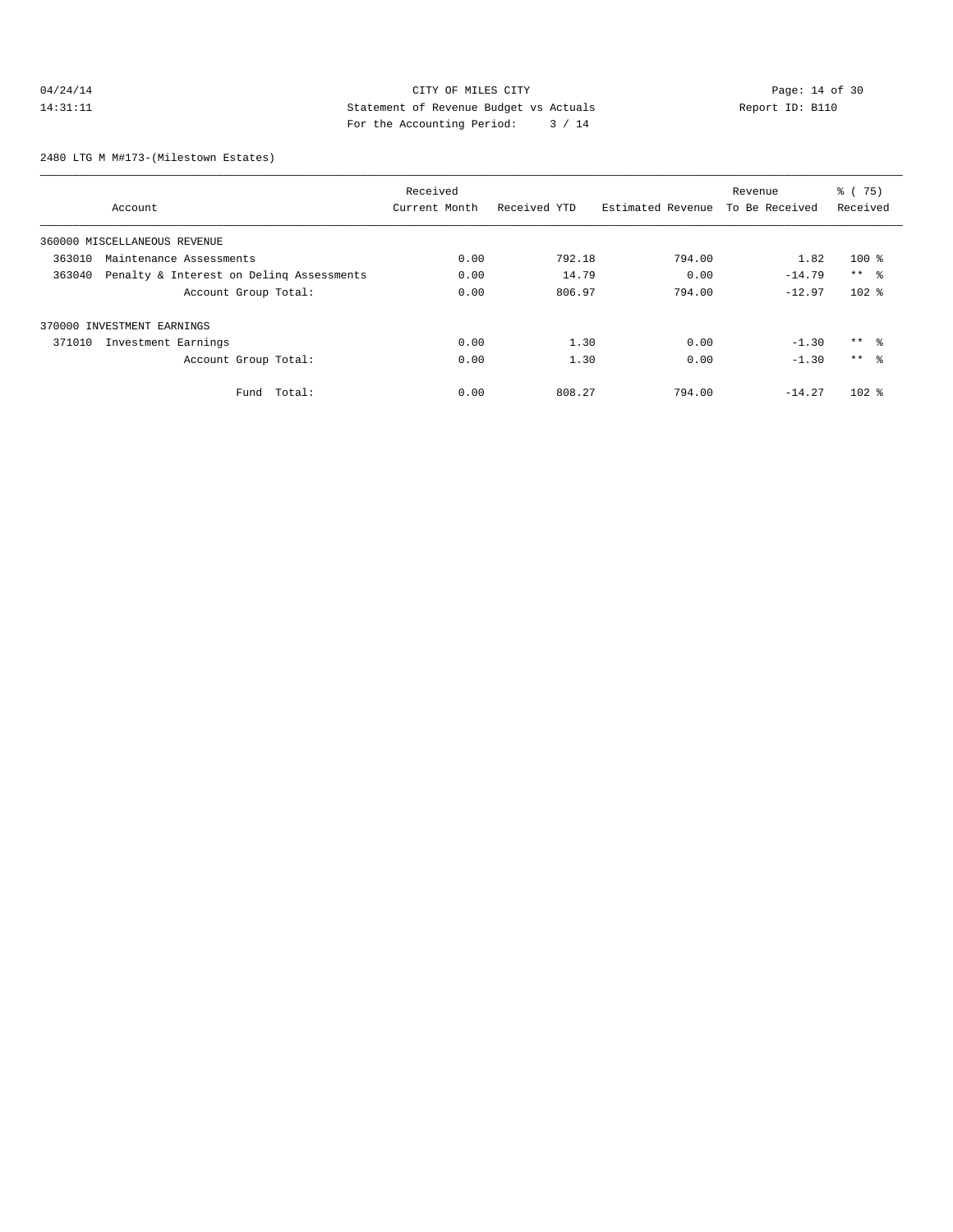CITY OF MILES CITY
Statement of Revenue Budget vs Actuals
For the Accounting Period: 3 / 14

04/24/14
14:31:11

Report ID: B110

2480 LTG M M#173-(Milestown Estates)

| Account | Received Current Month | Received YTD | Estimated Revenue | Revenue To Be Received | % ( 75) Received |
|---|---|---|---|---|---|
| 360000 MISCELLANEOUS REVENUE | | | | | |
| 363010 Maintenance Assessments | 0.00 | 792.18 | 794.00 | 1.82 | 100 % |
| 363040 Penalty & Interest on Delinq Assessments | 0.00 | 14.79 | 0.00 | -14.79 | ** % |
| Account Group Total: | 0.00 | 806.97 | 794.00 | -12.97 | 102 % |
| 370000 INVESTMENT EARNINGS | | | | | |
| 371010 Investment Earnings | 0.00 | 1.30 | 0.00 | -1.30 | ** % |
| Account Group Total: | 0.00 | 1.30 | 0.00 | -1.30 | ** % |
| Fund Total: | 0.00 | 808.27 | 794.00 | -14.27 | 102 % |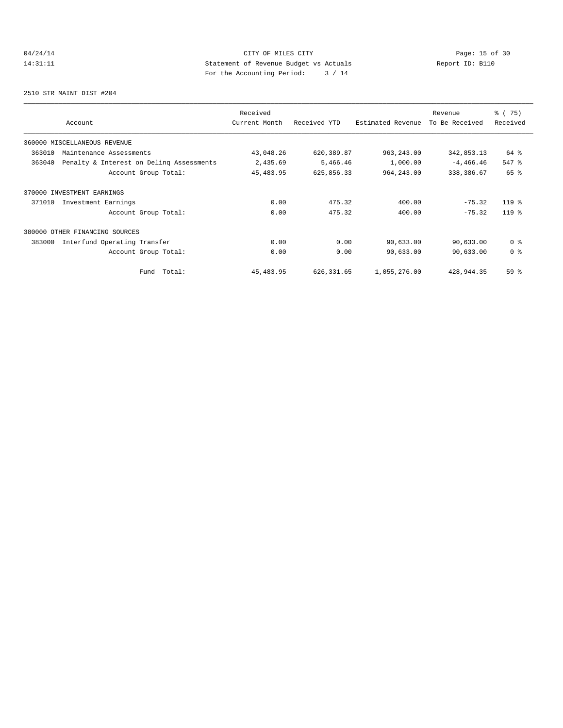CITY OF MILES CITY
Statement of Revenue Budget vs Actuals
For the Accounting Period: 3 / 14

04/24/14
14:31:11

Report ID: B110

2510 STR MAINT DIST #204

| Account | Received Current Month | Received YTD | Estimated Revenue | Revenue To Be Received | % ( 75) Received |
|---|---|---|---|---|---|
| 360000 MISCELLANEOUS REVENUE | | | | | |
| 363010 Maintenance Assessments | 43,048.26 | 620,389.87 | 963,243.00 | 342,853.13 | 64 % |
| 363040 Penalty & Interest on Delinq Assessments | 2,435.69 | 5,466.46 | 1,000.00 | -4,466.46 | 547 % |
| Account Group Total: | 45,483.95 | 625,856.33 | 964,243.00 | 338,386.67 | 65 % |
| 370000 INVESTMENT EARNINGS | | | | | |
| 371010 Investment Earnings | 0.00 | 475.32 | 400.00 | -75.32 | 119 % |
| Account Group Total: | 0.00 | 475.32 | 400.00 | -75.32 | 119 % |
| 380000 OTHER FINANCING SOURCES | | | | | |
| 383000 Interfund Operating Transfer | 0.00 | 0.00 | 90,633.00 | 90,633.00 | 0 % |
| Account Group Total: | 0.00 | 0.00 | 90,633.00 | 90,633.00 | 0 % |
| Fund Total: | 45,483.95 | 626,331.65 | 1,055,276.00 | 428,944.35 | 59 % |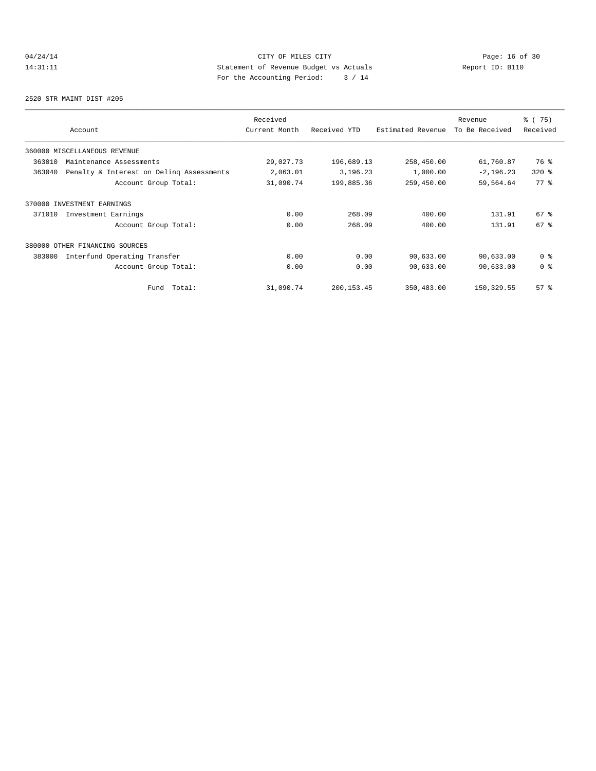CITY OF MILES CITY
Statement of Revenue Budget vs Actuals
For the Accounting Period: 3 / 14

04/24/14
14:31:11

Report ID: B110

2520 STR MAINT DIST #205

| Account | Received Current Month | Received YTD | Estimated Revenue | Revenue To Be Received | % ( 75) Received |
|---|---|---|---|---|---|
| 360000 MISCELLANEOUS REVENUE | | | | | |
| 363010 Maintenance Assessments | 29,027.73 | 196,689.13 | 258,450.00 | 61,760.87 | 76 % |
| 363040 Penalty & Interest on Delinq Assessments | 2,063.01 | 3,196.23 | 1,000.00 | -2,196.23 | 320 % |
| Account Group Total: | 31,090.74 | 199,885.36 | 259,450.00 | 59,564.64 | 77 % |
| 370000 INVESTMENT EARNINGS | | | | | |
| 371010 Investment Earnings | 0.00 | 268.09 | 400.00 | 131.91 | 67 % |
| Account Group Total: | 0.00 | 268.09 | 400.00 | 131.91 | 67 % |
| 380000 OTHER FINANCING SOURCES | | | | | |
| 383000 Interfund Operating Transfer | 0.00 | 0.00 | 90,633.00 | 90,633.00 | 0 % |
| Account Group Total: | 0.00 | 0.00 | 90,633.00 | 90,633.00 | 0 % |
| Fund Total: | 31,090.74 | 200,153.45 | 350,483.00 | 150,329.55 | 57 % |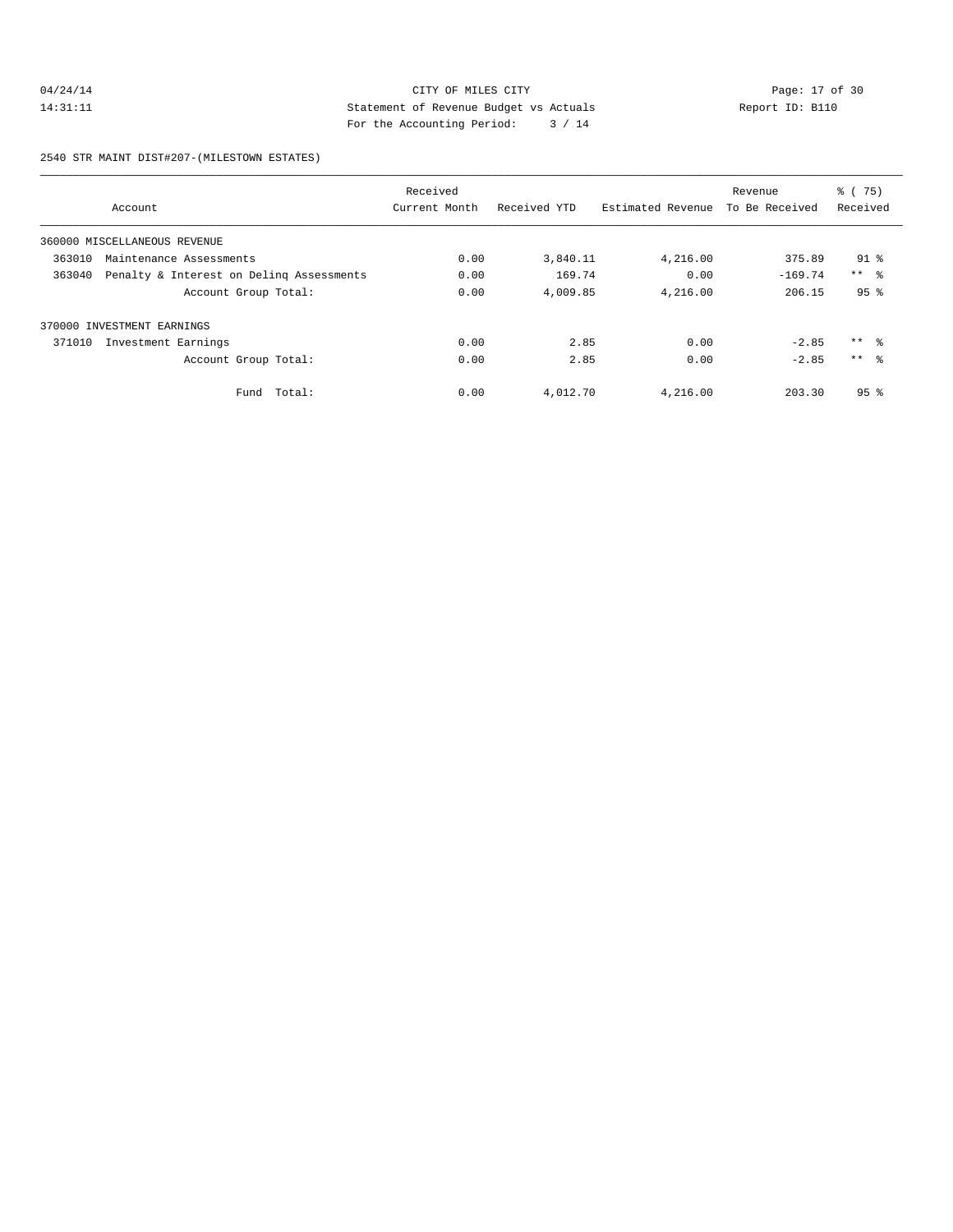CITY OF MILES CITY
Statement of Revenue Budget vs Actuals
For the Accounting Period: 3 / 14

04/24/14
14:31:11

Report ID: B110

2540 STR MAINT DIST#207-(MILESTOWN ESTATES)

| Account | Received Current Month | Received YTD | Estimated Revenue | Revenue To Be Received | % ( 75) Received |
|---|---|---|---|---|---|
| 360000 MISCELLANEOUS REVENUE | | | | | |
| 363010 Maintenance Assessments | 0.00 | 3,840.11 | 4,216.00 | 375.89 | 91 % |
| 363040 Penalty & Interest on Delinq Assessments | 0.00 | 169.74 | 0.00 | -169.74 | ** % |
| Account Group Total: | 0.00 | 4,009.85 | 4,216.00 | 206.15 | 95 % |
| 370000 INVESTMENT EARNINGS | | | | | |
| 371010 Investment Earnings | 0.00 | 2.85 | 0.00 | -2.85 | ** % |
| Account Group Total: | 0.00 | 2.85 | 0.00 | -2.85 | ** % |
| Fund Total: | 0.00 | 4,012.70 | 4,216.00 | 203.30 | 95 % |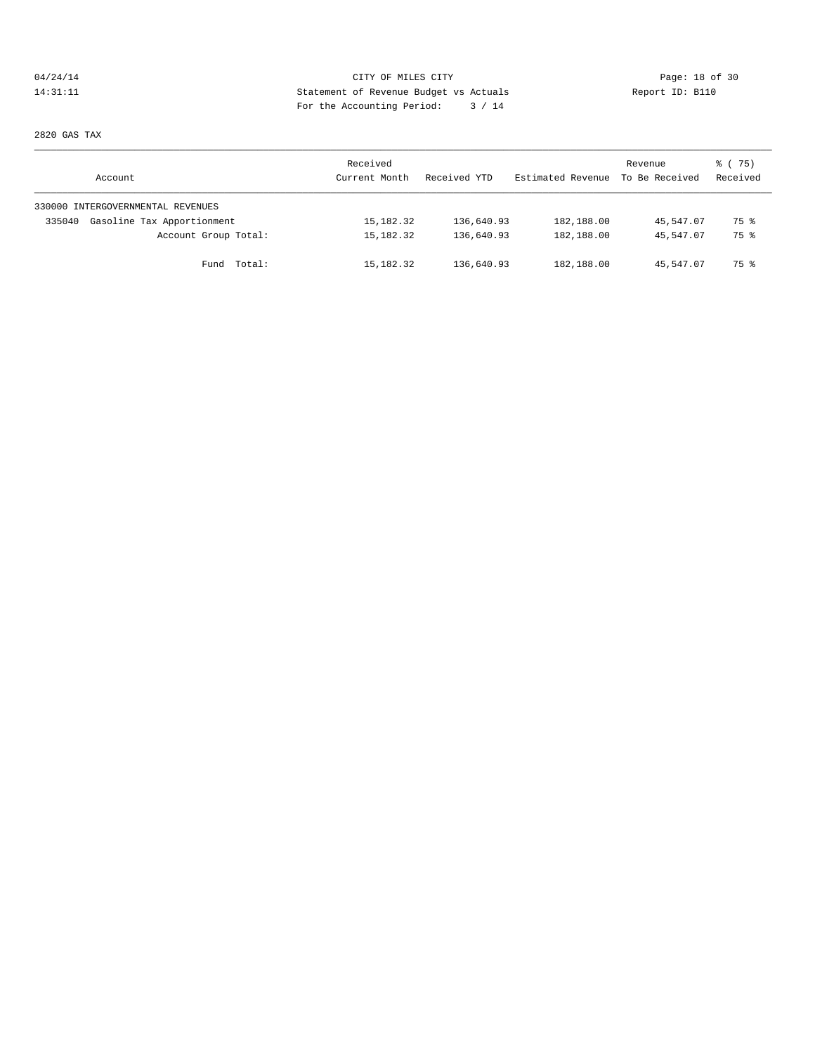CITY OF MILES CITY
Statement of Revenue Budget vs Actuals
For the Accounting Period: 3 / 14

2820 GAS TAX

| Account | Received Current Month | Received YTD | Estimated Revenue | Revenue To Be Received | % ( 75) Received |
|---|---|---|---|---|---|
| 330000 INTERGOVERNMENTAL REVENUES | | | | | |
| 335040 Gasoline Tax Apportionment | 15,182.32 | 136,640.93 | 182,188.00 | 45,547.07 | 75 % |
| Account Group Total: | 15,182.32 | 136,640.93 | 182,188.00 | 45,547.07 | 75 % |
| Fund Total: | 15,182.32 | 136,640.93 | 182,188.00 | 45,547.07 | 75 % |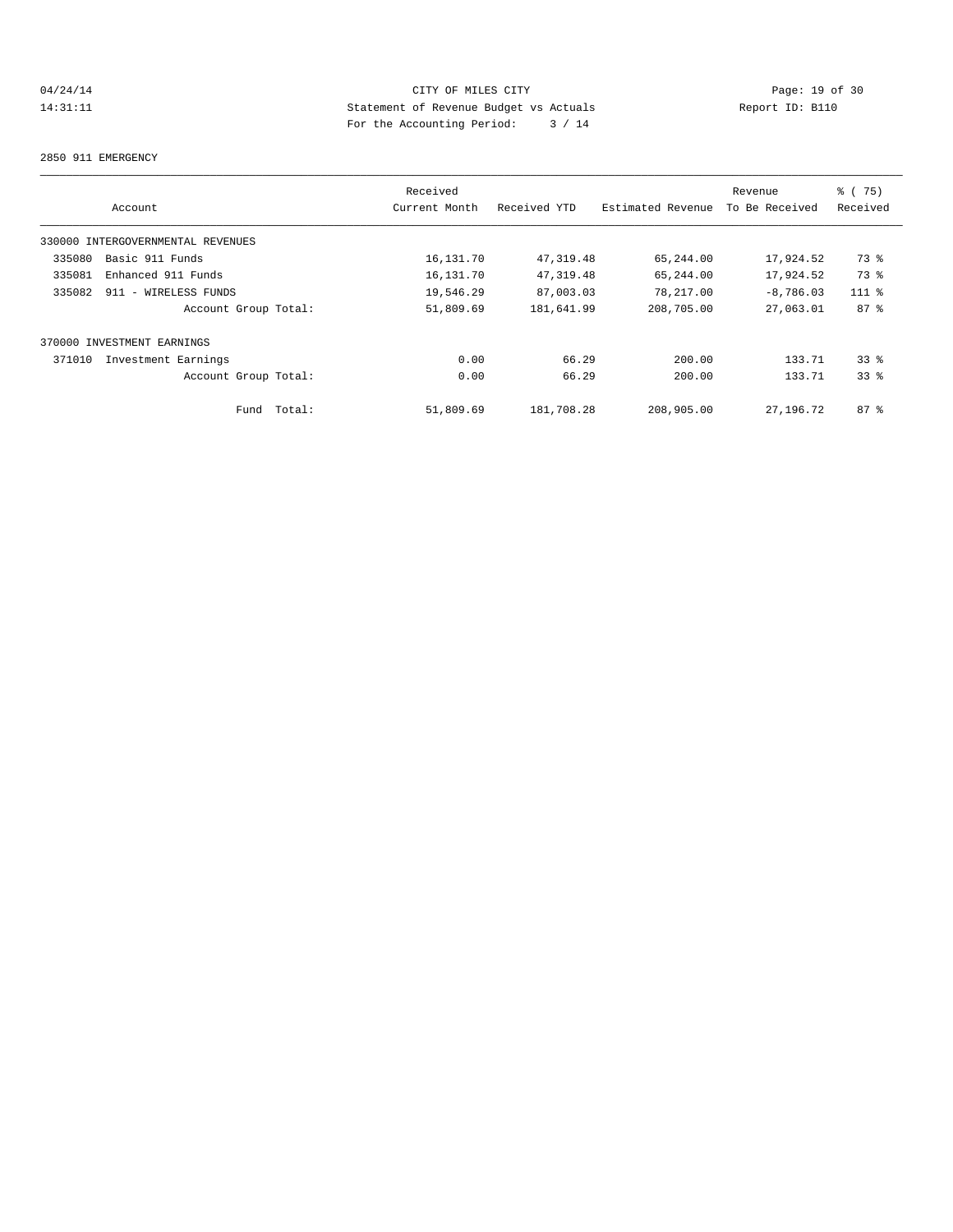CITY OF MILES CITY
Statement of Revenue Budget vs Actuals
For the Accounting Period: 3 / 14

04/24/14
14:31:11

Report ID: B110

2850 911 EMERGENCY

| Account | Received Current Month | Received YTD | Estimated Revenue | Revenue To Be Received | % ( 75) Received |
|---|---|---|---|---|---|
| 330000 INTERGOVERNMENTAL REVENUES | | | | | |
| 335080 Basic 911 Funds | 16,131.70 | 47,319.48 | 65,244.00 | 17,924.52 | 73 % |
| 335081 Enhanced 911 Funds | 16,131.70 | 47,319.48 | 65,244.00 | 17,924.52 | 73 % |
| 335082 911 - WIRELESS FUNDS | 19,546.29 | 87,003.03 | 78,217.00 | -8,786.03 | 111 % |
| Account Group Total: | 51,809.69 | 181,641.99 | 208,705.00 | 27,063.01 | 87 % |
| 370000 INVESTMENT EARNINGS | | | | | |
| 371010 Investment Earnings | 0.00 | 66.29 | 200.00 | 133.71 | 33 % |
| Account Group Total: | 0.00 | 66.29 | 200.00 | 133.71 | 33 % |
| Fund Total: | 51,809.69 | 181,708.28 | 208,905.00 | 27,196.72 | 87 % |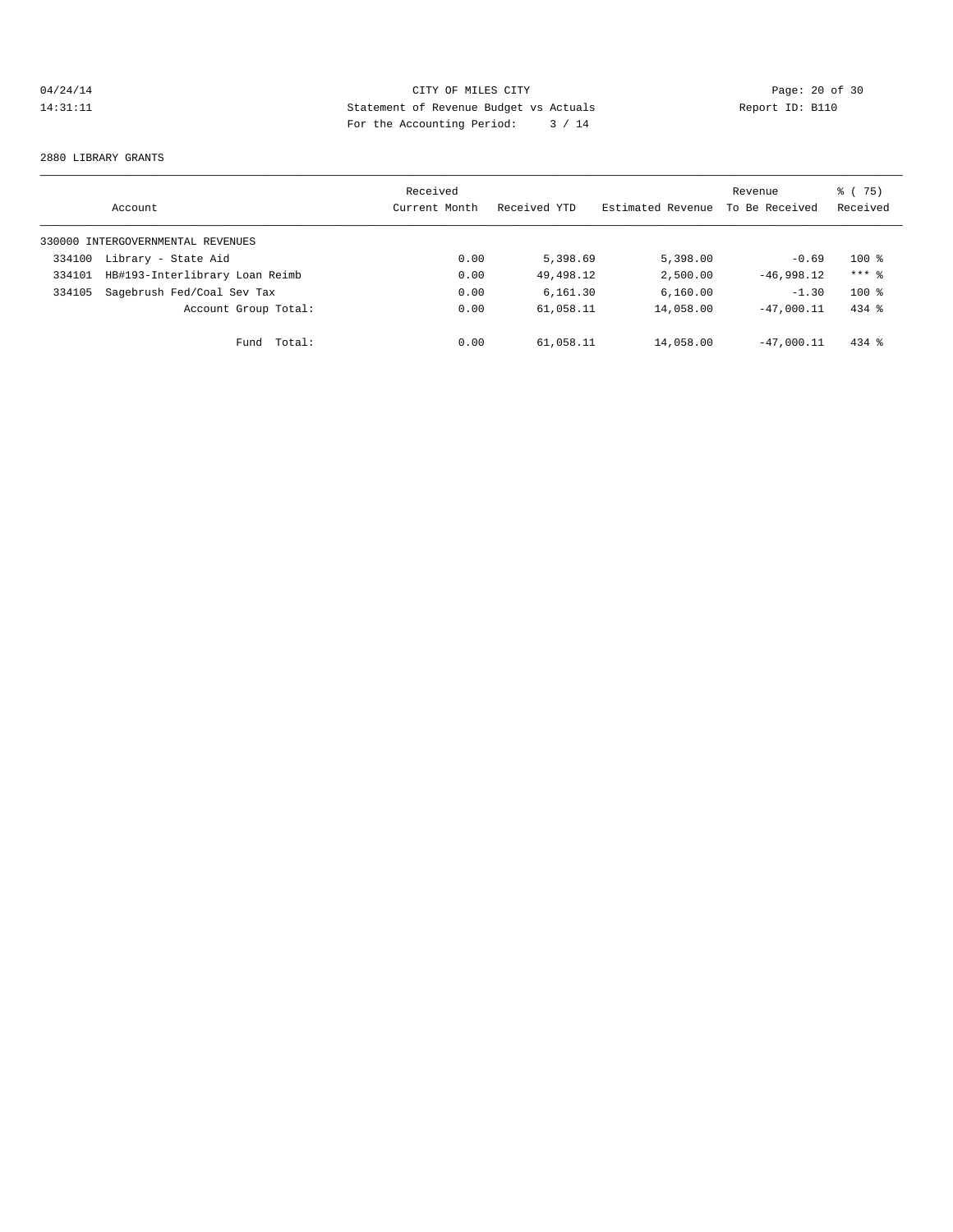CITY OF MILES CITY
Statement of Revenue Budget vs Actuals
For the Accounting Period: 3 / 14

04/24/14
14:31:11

Report ID: B110

2880 LIBRARY GRANTS

| Account | Received Current Month | Received YTD | Estimated Revenue | Revenue To Be Received | % ( 75) Received |
|---|---|---|---|---|---|
| 330000 INTERGOVERNMENTAL REVENUES | | | | | |
| 334100 Library - State Aid | 0.00 | 5,398.69 | 5,398.00 | -0.69 | 100 % |
| 334101 HB#193-Interlibrary Loan Reimb | 0.00 | 49,498.12 | 2,500.00 | -46,998.12 | *** % |
| 334105 Sagebrush Fed/Coal Sev Tax | 0.00 | 6,161.30 | 6,160.00 | -1.30 | 100 % |
| Account Group Total: | 0.00 | 61,058.11 | 14,058.00 | -47,000.11 | 434 % |
| Fund Total: | 0.00 | 61,058.11 | 14,058.00 | -47,000.11 | 434 % |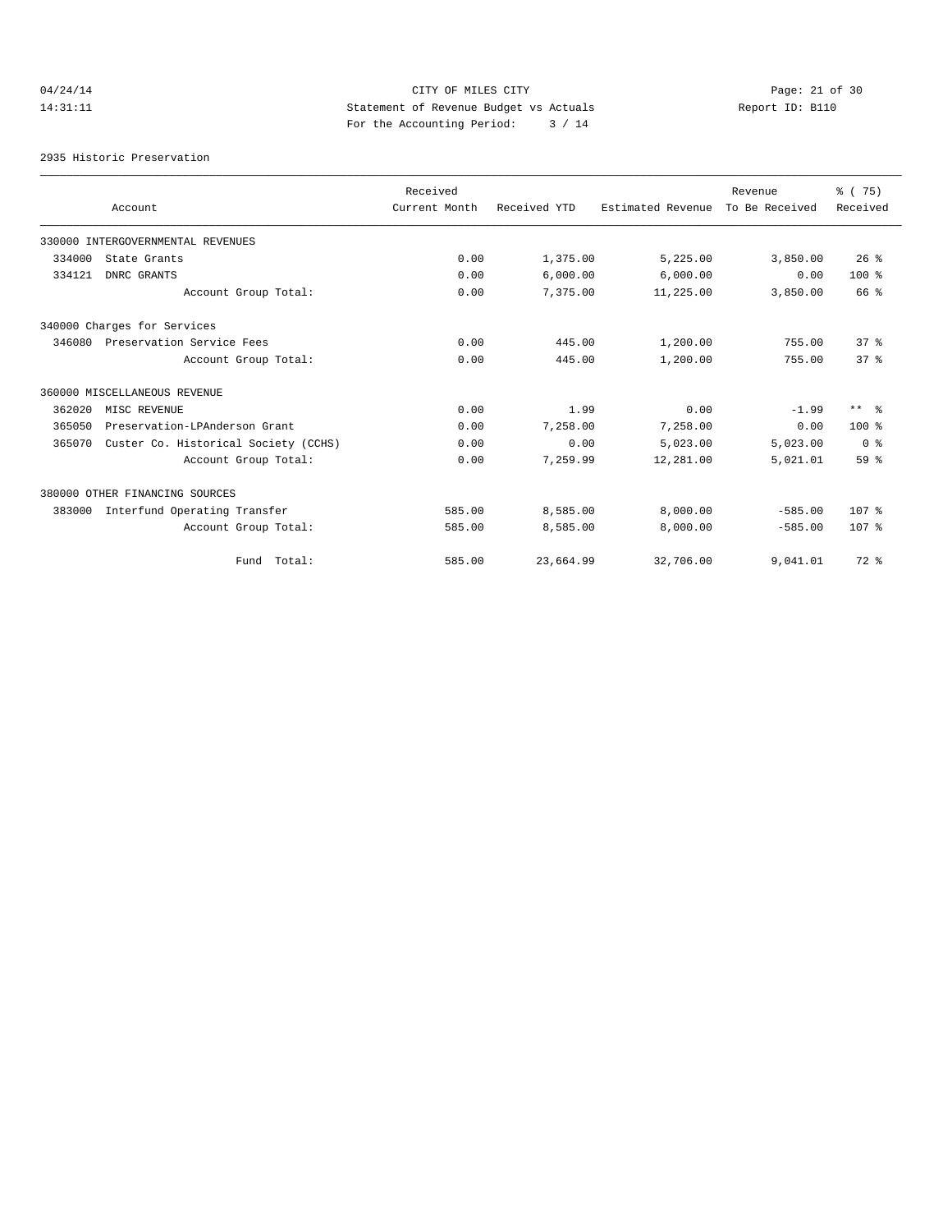CITY OF MILES CITY
Statement of Revenue Budget vs Actuals
For the Accounting Period: 3 / 14

04/24/14
14:31:11

Report ID: B110

2935 Historic Preservation

| Account | Received Current Month | Received YTD | Estimated Revenue | Revenue To Be Received | % ( 75) Received |
|---|---|---|---|---|---|
| 330000 INTERGOVERNMENTAL REVENUES | | | | | |
| 334000 State Grants | 0.00 | 1,375.00 | 5,225.00 | 3,850.00 | 26 % |
| 334121 DNRC GRANTS | 0.00 | 6,000.00 | 6,000.00 | 0.00 | 100 % |
| Account Group Total: | 0.00 | 7,375.00 | 11,225.00 | 3,850.00 | 66 % |
| 340000 Charges for Services | | | | | |
| 346080 Preservation Service Fees | 0.00 | 445.00 | 1,200.00 | 755.00 | 37 % |
| Account Group Total: | 0.00 | 445.00 | 1,200.00 | 755.00 | 37 % |
| 360000 MISCELLANEOUS REVENUE | | | | | |
| 362020 MISC REVENUE | 0.00 | 1.99 | 0.00 | -1.99 | ** % |
| 365050 Preservation-LPAnderson Grant | 0.00 | 7,258.00 | 7,258.00 | 0.00 | 100 % |
| 365070 Custer Co. Historical Society (CCHS) | 0.00 | 0.00 | 5,023.00 | 5,023.00 | 0 % |
| Account Group Total: | 0.00 | 7,259.99 | 12,281.00 | 5,021.01 | 59 % |
| 380000 OTHER FINANCING SOURCES | | | | | |
| 383000 Interfund Operating Transfer | 585.00 | 8,585.00 | 8,000.00 | -585.00 | 107 % |
| Account Group Total: | 585.00 | 8,585.00 | 8,000.00 | -585.00 | 107 % |
| Fund Total: | 585.00 | 23,664.99 | 32,706.00 | 9,041.01 | 72 % |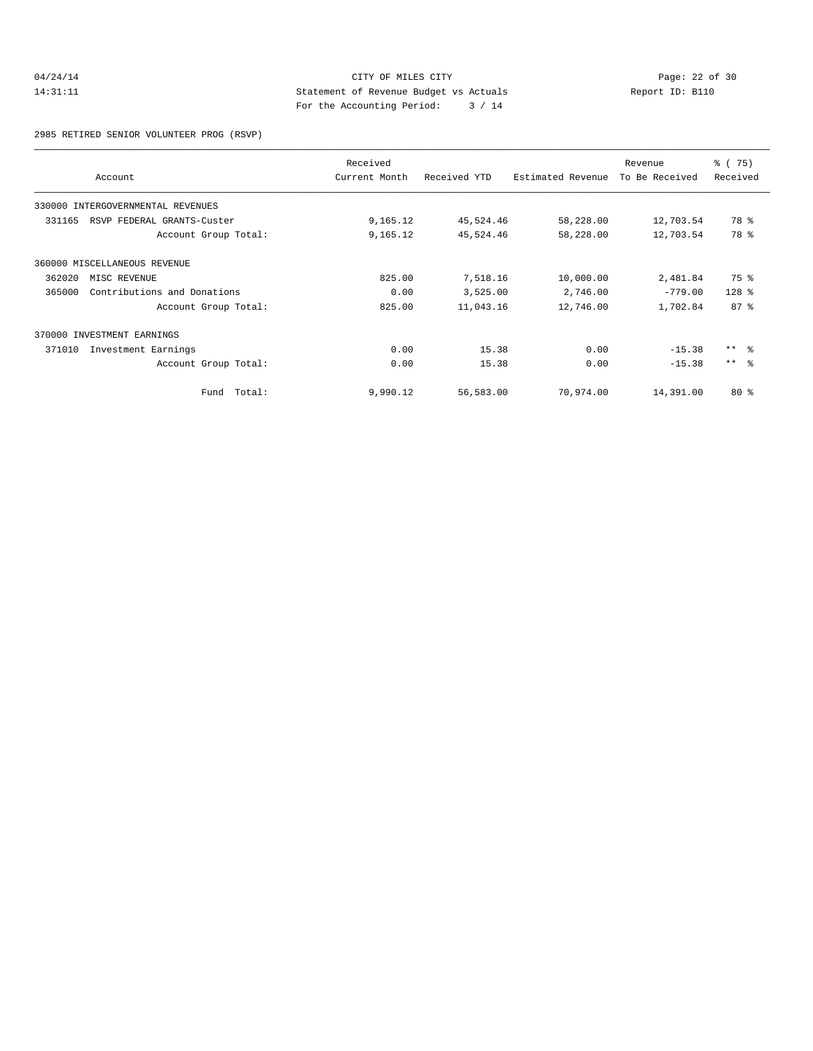CITY OF MILES CITY
Statement of Revenue Budget vs Actuals
For the Accounting Period: 3 / 14

04/24/14
14:31:11

Report ID: B110

2985 RETIRED SENIOR VOLUNTEER PROG (RSVP)

| Account | Received Current Month | Received YTD | Estimated Revenue | Revenue To Be Received | % ( 75) Received |
|---|---|---|---|---|---|
| 330000 INTERGOVERNMENTAL REVENUES | | | | | |
| 331165 RSVP FEDERAL GRANTS-Custer | 9,165.12 | 45,524.46 | 58,228.00 | 12,703.54 | 78 % |
| Account Group Total: | 9,165.12 | 45,524.46 | 58,228.00 | 12,703.54 | 78 % |
| 360000 MISCELLANEOUS REVENUE | | | | | |
| 362020 MISC REVENUE | 825.00 | 7,518.16 | 10,000.00 | 2,481.84 | 75 % |
| 365000 Contributions and Donations | 0.00 | 3,525.00 | 2,746.00 | -779.00 | 128 % |
| Account Group Total: | 825.00 | 11,043.16 | 12,746.00 | 1,702.84 | 87 % |
| 370000 INVESTMENT EARNINGS | | | | | |
| 371010 Investment Earnings | 0.00 | 15.38 | 0.00 | -15.38 | ** % |
| Account Group Total: | 0.00 | 15.38 | 0.00 | -15.38 | ** % |
| Fund Total: | 9,990.12 | 56,583.00 | 70,974.00 | 14,391.00 | 80 % |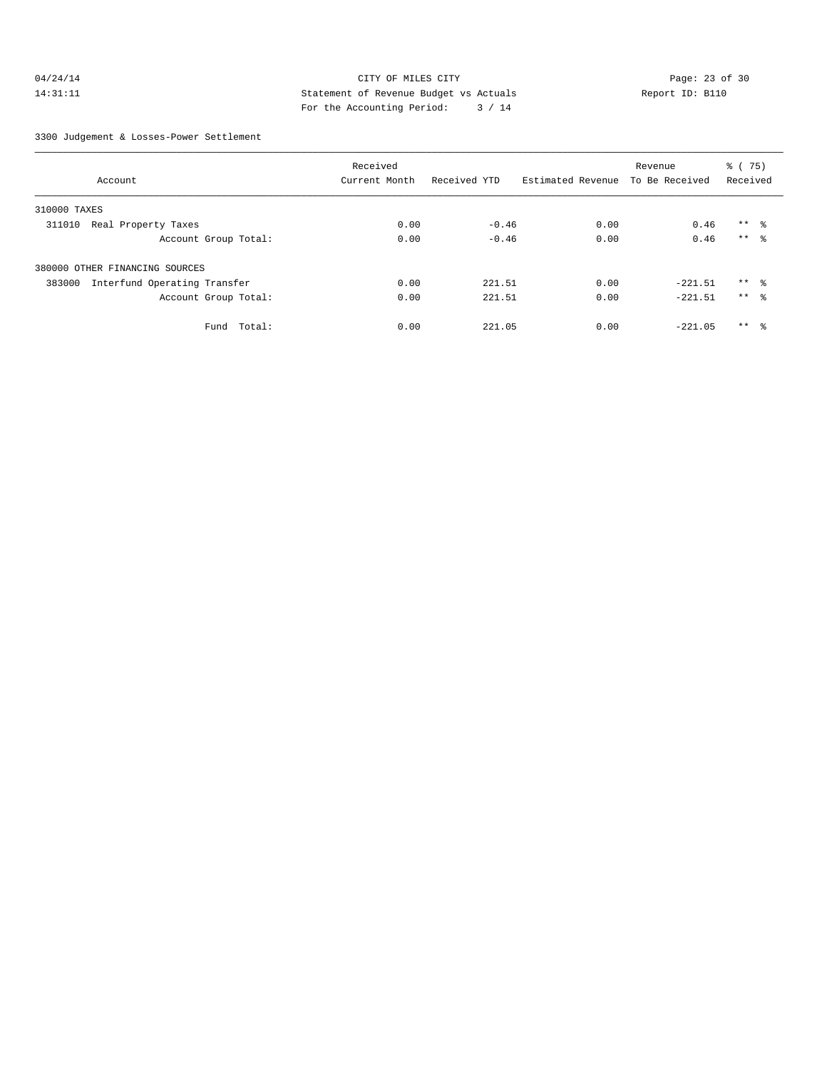CITY OF MILES CITY
Statement of Revenue Budget vs Actuals
For the Accounting Period: 3 / 14

04/24/14 14:31:11 Report ID: B110

3300 Judgement & Losses-Power Settlement

| Account | Received Current Month | Received YTD | Estimated Revenue | Revenue To Be Received | % ( 75) Received |
|---|---|---|---|---|---|
| 310000 TAXES | | | | | |
| 311010 Real Property Taxes | 0.00 | -0.46 | 0.00 | 0.46 | ** % |
| Account Group Total: | 0.00 | -0.46 | 0.00 | 0.46 | ** % |
| 380000 OTHER FINANCING SOURCES | | | | | |
| 383000 Interfund Operating Transfer | 0.00 | 221.51 | 0.00 | -221.51 | ** % |
| Account Group Total: | 0.00 | 221.51 | 0.00 | -221.51 | ** % |
| Fund Total: | 0.00 | 221.05 | 0.00 | -221.05 | ** % |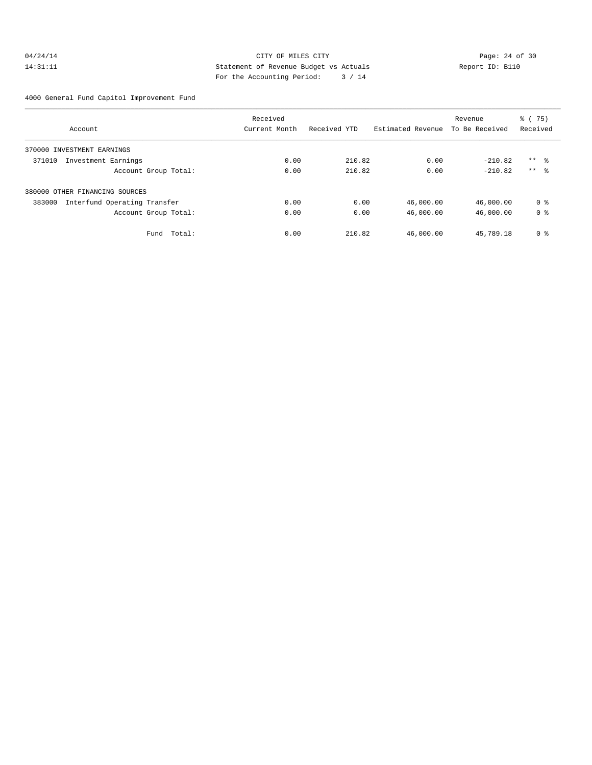CITY OF MILES CITY
Statement of Revenue Budget vs Actuals
For the Accounting Period: 3 / 14

04/24/14
14:31:11

Report ID: B110

4000 General Fund Capitol Improvement Fund

| Account | Received Current Month | Received YTD | Estimated Revenue | Revenue To Be Received | % ( 75) Received |
|---|---|---|---|---|---|
| 370000 INVESTMENT EARNINGS | | | | | |
| 371010 Investment Earnings | 0.00 | 210.82 | 0.00 | -210.82 | ** % |
| Account Group Total: | 0.00 | 210.82 | 0.00 | -210.82 | ** % |
| 380000 OTHER FINANCING SOURCES | | | | | |
| 383000 Interfund Operating Transfer | 0.00 | 0.00 | 46,000.00 | 46,000.00 | 0 % |
| Account Group Total: | 0.00 | 0.00 | 46,000.00 | 46,000.00 | 0 % |
| Fund Total: | 0.00 | 210.82 | 46,000.00 | 45,789.18 | 0 % |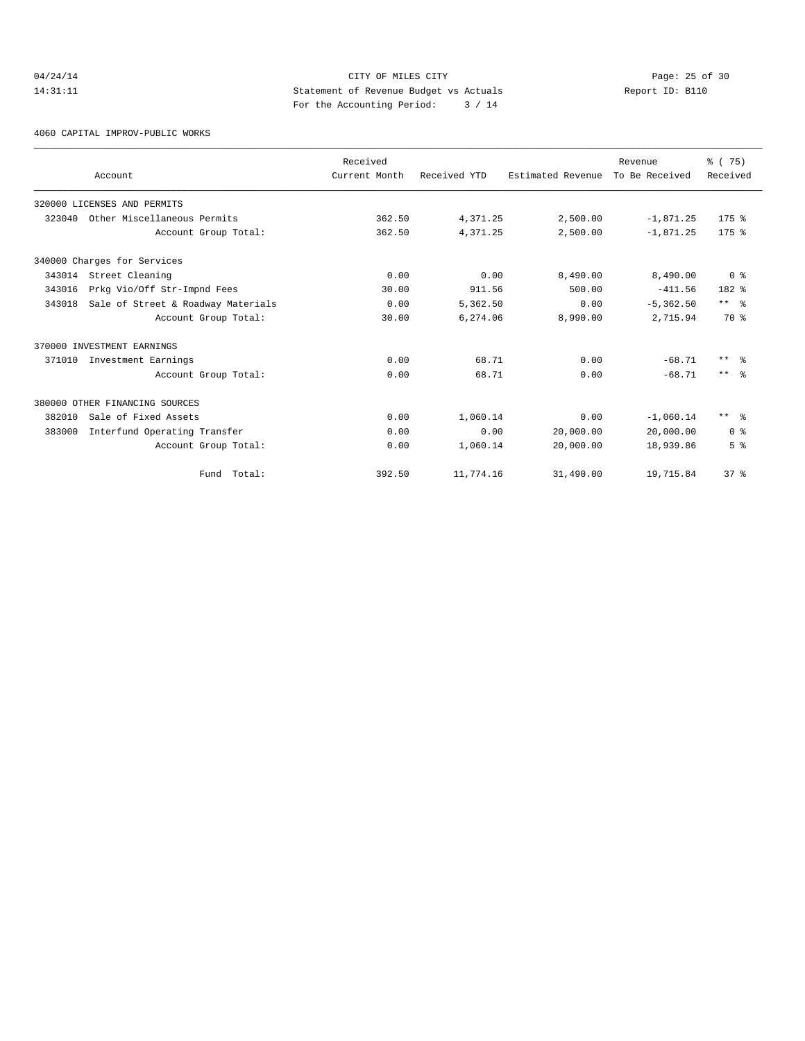04/24/14 CITY OF MILES CITY
14:31:11 Statement of Revenue Budget vs Actuals Report ID: B110
For the Accounting Period: 3 / 14

4060 CAPITAL IMPROV-PUBLIC WORKS

| Account | Received Current Month | Received YTD | Estimated Revenue | Revenue To Be Received | % ( 75) Received |
|---|---|---|---|---|---|
| 320000 LICENSES AND PERMITS | | | | | |
| 323040 Other Miscellaneous Permits | 362.50 | 4,371.25 | 2,500.00 | -1,871.25 | 175 % |
| Account Group Total: | 362.50 | 4,371.25 | 2,500.00 | -1,871.25 | 175 % |
| 340000 Charges for Services | | | | | |
| 343014 Street Cleaning | 0.00 | 0.00 | 8,490.00 | 8,490.00 | 0 % |
| 343016 Prkg Vio/Off Str-Impnd Fees | 30.00 | 911.56 | 500.00 | -411.56 | 182 % |
| 343018 Sale of Street & Roadway Materials | 0.00 | 5,362.50 | 0.00 | -5,362.50 | ** % |
| Account Group Total: | 30.00 | 6,274.06 | 8,990.00 | 2,715.94 | 70 % |
| 370000 INVESTMENT EARNINGS | | | | | |
| 371010 Investment Earnings | 0.00 | 68.71 | 0.00 | -68.71 | ** % |
| Account Group Total: | 0.00 | 68.71 | 0.00 | -68.71 | ** % |
| 380000 OTHER FINANCING SOURCES | | | | | |
| 382010 Sale of Fixed Assets | 0.00 | 1,060.14 | 0.00 | -1,060.14 | ** % |
| 383000 Interfund Operating Transfer | 0.00 | 0.00 | 20,000.00 | 20,000.00 | 0 % |
| Account Group Total: | 0.00 | 1,060.14 | 20,000.00 | 18,939.86 | 5 % |
| Fund Total: | 392.50 | 11,774.16 | 31,490.00 | 19,715.84 | 37 % |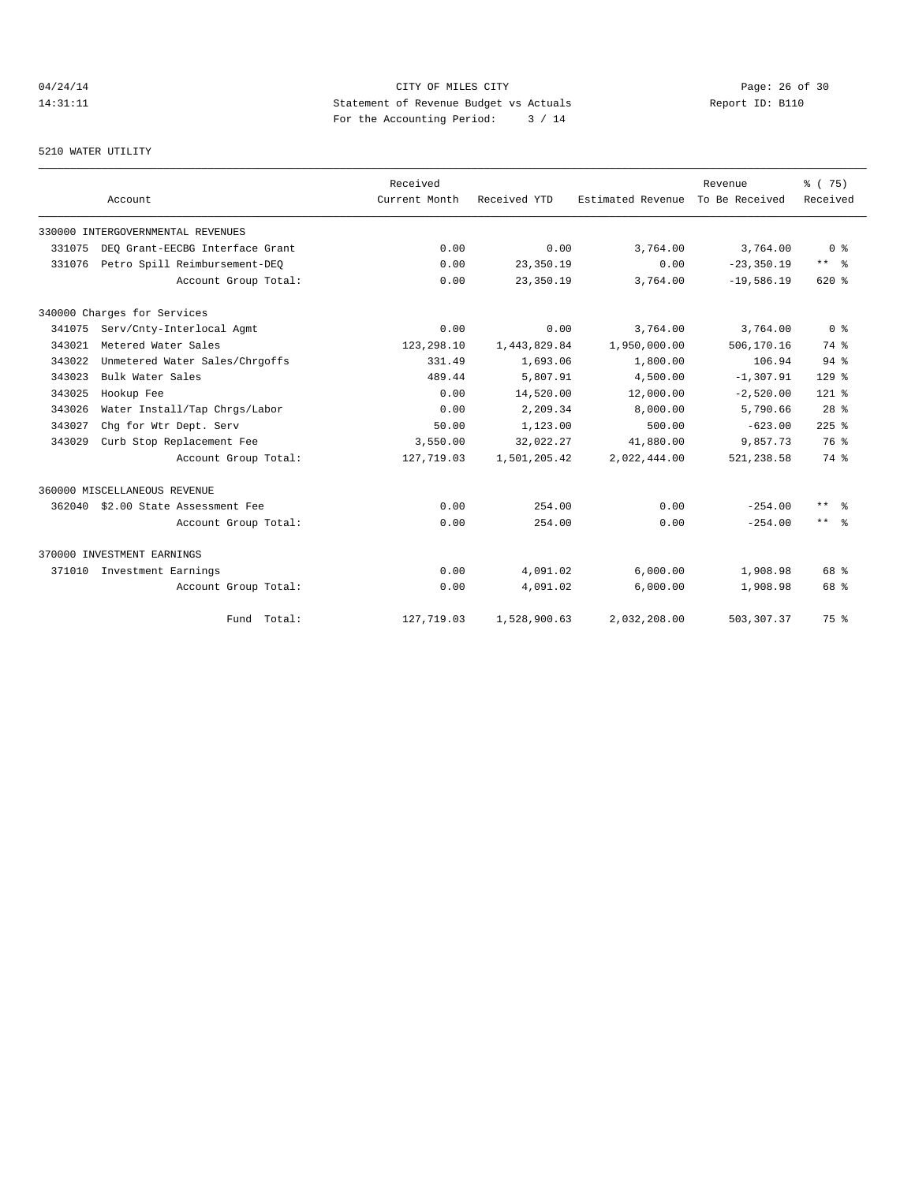CITY OF MILES CITY
Statement of Revenue Budget vs Actuals
For the Accounting Period: 3 / 14

04/24/14
14:31:11

Report ID: B110

5210 WATER UTILITY

| Account | | Received Current Month | Received YTD | Estimated Revenue | Revenue To Be Received | % ( 75) Received |
|---|---|---|---|---|---|---|
| 330000 INTERGOVERNMENTAL REVENUES | | | | | | |
| 331075 | DEQ Grant-EECBG Interface Grant | 0.00 | 0.00 | 3,764.00 | 3,764.00 | 0 % |
| 331076 | Petro Spill Reimbursement-DEQ | 0.00 | 23,350.19 | 0.00 | -23,350.19 | ** % |
| | Account Group Total: | 0.00 | 23,350.19 | 3,764.00 | -19,586.19 | 620 % |
| 340000 Charges for Services | | | | | | |
| 341075 | Serv/Cnty-Interlocal Agmt | 0.00 | 0.00 | 3,764.00 | 3,764.00 | 0 % |
| 343021 | Metered Water Sales | 123,298.10 | 1,443,829.84 | 1,950,000.00 | 506,170.16 | 74 % |
| 343022 | Unmetered Water Sales/Chrgoffs | 331.49 | 1,693.06 | 1,800.00 | 106.94 | 94 % |
| 343023 | Bulk Water Sales | 489.44 | 5,807.91 | 4,500.00 | -1,307.91 | 129 % |
| 343025 | Hookup Fee | 0.00 | 14,520.00 | 12,000.00 | -2,520.00 | 121 % |
| 343026 | Water Install/Tap Chrgs/Labor | 0.00 | 2,209.34 | 8,000.00 | 5,790.66 | 28 % |
| 343027 | Chg for Wtr Dept. Serv | 50.00 | 1,123.00 | 500.00 | -623.00 | 225 % |
| 343029 | Curb Stop Replacement Fee | 3,550.00 | 32,022.27 | 41,880.00 | 9,857.73 | 76 % |
| | Account Group Total: | 127,719.03 | 1,501,205.42 | 2,022,444.00 | 521,238.58 | 74 % |
| 360000 MISCELLANEOUS REVENUE | | | | | | |
| 362040 | $2.00 State Assessment Fee | 0.00 | 254.00 | 0.00 | -254.00 | ** % |
| | Account Group Total: | 0.00 | 254.00 | 0.00 | -254.00 | ** % |
| 370000 INVESTMENT EARNINGS | | | | | | |
| 371010 | Investment Earnings | 0.00 | 4,091.02 | 6,000.00 | 1,908.98 | 68 % |
| | Account Group Total: | 0.00 | 4,091.02 | 6,000.00 | 1,908.98 | 68 % |
| | Fund Total: | 127,719.03 | 1,528,900.63 | 2,032,208.00 | 503,307.37 | 75 % |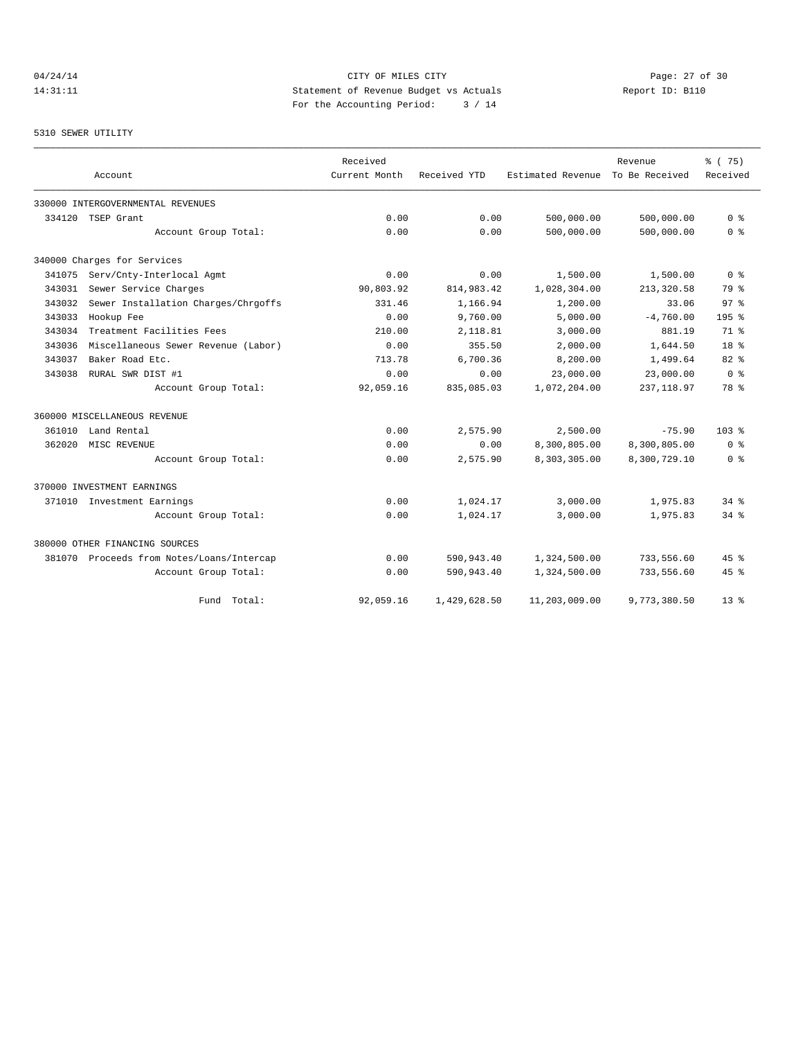CITY OF MILES CITY

Statement of Revenue Budget vs Actuals

For the Accounting Period: 3 / 14

04/24/14 14:31:11 Report ID: B110

5310 SEWER UTILITY

| Account | | Received Current Month | Received YTD | Estimated Revenue | Revenue To Be Received | % ( 75) Received |
|---|---|---|---|---|---|---|
| 330000 INTERGOVERNMENTAL REVENUES | | | | | | |
| 334120 | TSEP Grant | 0.00 | 0.00 | 500,000.00 | 500,000.00 | 0 % |
| | Account Group Total: | 0.00 | 0.00 | 500,000.00 | 500,000.00 | 0 % |
| 340000 Charges for Services | | | | | | |
| 341075 | Serv/Cnty-Interlocal Agmt | 0.00 | 0.00 | 1,500.00 | 1,500.00 | 0 % |
| 343031 | Sewer Service Charges | 90,803.92 | 814,983.42 | 1,028,304.00 | 213,320.58 | 79 % |
| 343032 | Sewer Installation Charges/Chrgoffs | 331.46 | 1,166.94 | 1,200.00 | 33.06 | 97 % |
| 343033 | Hookup Fee | 0.00 | 9,760.00 | 5,000.00 | -4,760.00 | 195 % |
| 343034 | Treatment Facilities Fees | 210.00 | 2,118.81 | 3,000.00 | 881.19 | 71 % |
| 343036 | Miscellaneous Sewer Revenue (Labor) | 0.00 | 355.50 | 2,000.00 | 1,644.50 | 18 % |
| 343037 | Baker Road Etc. | 713.78 | 6,700.36 | 8,200.00 | 1,499.64 | 82 % |
| 343038 | RURAL SWR DIST #1 | 0.00 | 0.00 | 23,000.00 | 23,000.00 | 0 % |
| | Account Group Total: | 92,059.16 | 835,085.03 | 1,072,204.00 | 237,118.97 | 78 % |
| 360000 MISCELLANEOUS REVENUE | | | | | | |
| 361010 | Land Rental | 0.00 | 2,575.90 | 2,500.00 | -75.90 | 103 % |
| 362020 | MISC REVENUE | 0.00 | 0.00 | 8,300,805.00 | 8,300,805.00 | 0 % |
| | Account Group Total: | 0.00 | 2,575.90 | 8,303,305.00 | 8,300,729.10 | 0 % |
| 370000 INVESTMENT EARNINGS | | | | | | |
| 371010 | Investment Earnings | 0.00 | 1,024.17 | 3,000.00 | 1,975.83 | 34 % |
| | Account Group Total: | 0.00 | 1,024.17 | 3,000.00 | 1,975.83 | 34 % |
| 380000 OTHER FINANCING SOURCES | | | | | | |
| 381070 | Proceeds from Notes/Loans/Intercap | 0.00 | 590,943.40 | 1,324,500.00 | 733,556.60 | 45 % |
| | Account Group Total: | 0.00 | 590,943.40 | 1,324,500.00 | 733,556.60 | 45 % |
| | Fund Total: | 92,059.16 | 1,429,628.50 | 11,203,009.00 | 9,773,380.50 | 13 % |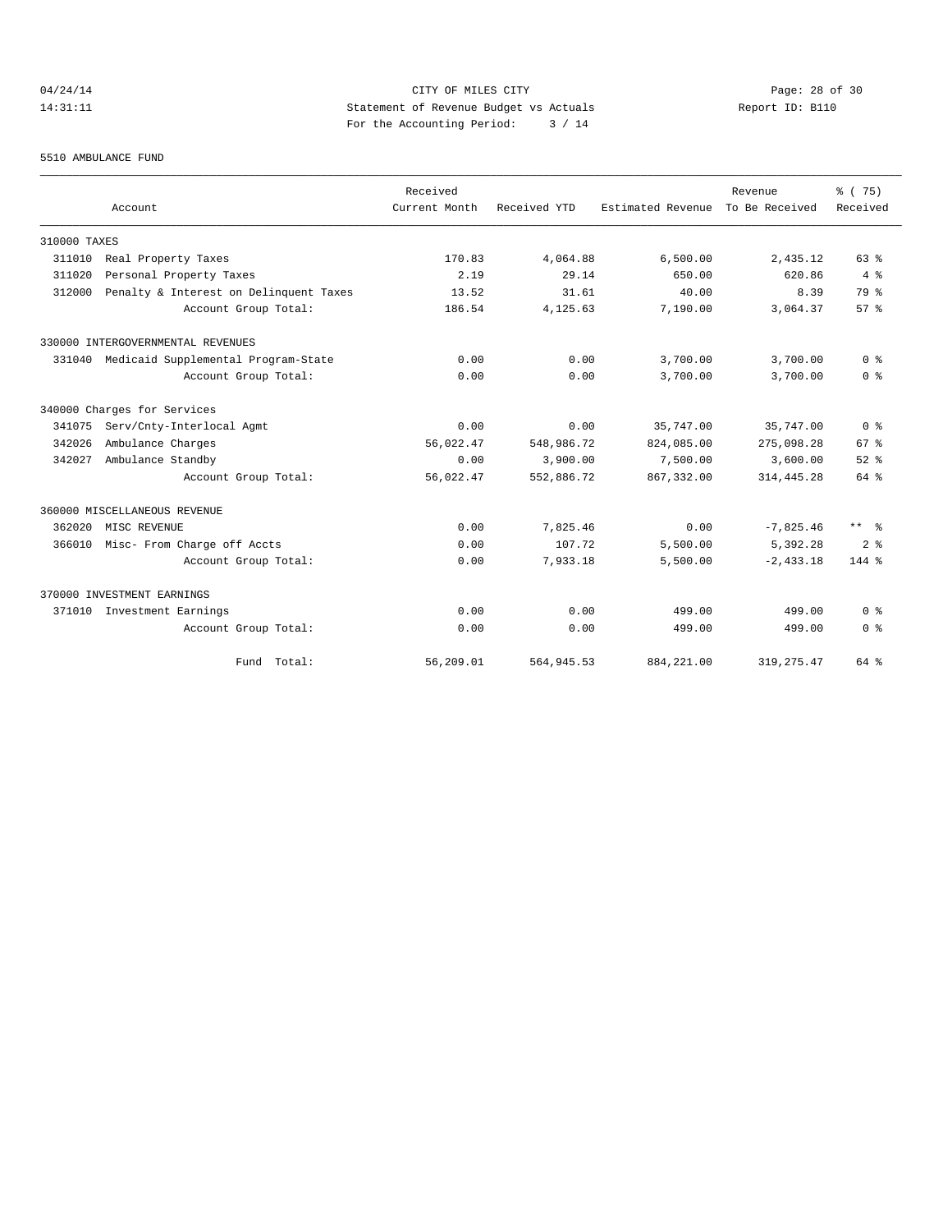CITY OF MILES CITY
Statement of Revenue Budget vs Actuals
For the Accounting Period: 3 / 14

04/24/14
14:31:11

Report ID: B110

5510 AMBULANCE FUND

| Account | Received Current Month | Received YTD | Estimated Revenue | Revenue To Be Received | % ( 75) Received |
|---|---|---|---|---|---|
| 310000 TAXES | | | | | |
| 311010 Real Property Taxes | 170.83 | 4,064.88 | 6,500.00 | 2,435.12 | 63 % |
| 311020 Personal Property Taxes | 2.19 | 29.14 | 650.00 | 620.86 | 4 % |
| 312000 Penalty & Interest on Delinquent Taxes | 13.52 | 31.61 | 40.00 | 8.39 | 79 % |
| Account Group Total: | 186.54 | 4,125.63 | 7,190.00 | 3,064.37 | 57 % |
| 330000 INTERGOVERNMENTAL REVENUES | | | | | |
| 331040 Medicaid Supplemental Program-State | 0.00 | 0.00 | 3,700.00 | 3,700.00 | 0 % |
| Account Group Total: | 0.00 | 0.00 | 3,700.00 | 3,700.00 | 0 % |
| 340000 Charges for Services | | | | | |
| 341075 Serv/Cnty-Interlocal Agmt | 0.00 | 0.00 | 35,747.00 | 35,747.00 | 0 % |
| 342026 Ambulance Charges | 56,022.47 | 548,986.72 | 824,085.00 | 275,098.28 | 67 % |
| 342027 Ambulance Standby | 0.00 | 3,900.00 | 7,500.00 | 3,600.00 | 52 % |
| Account Group Total: | 56,022.47 | 552,886.72 | 867,332.00 | 314,445.28 | 64 % |
| 360000 MISCELLANEOUS REVENUE | | | | | |
| 362020 MISC REVENUE | 0.00 | 7,825.46 | 0.00 | -7,825.46 | ** % |
| 366010 Misc- From Charge off Accts | 0.00 | 107.72 | 5,500.00 | 5,392.28 | 2 % |
| Account Group Total: | 0.00 | 7,933.18 | 5,500.00 | -2,433.18 | 144 % |
| 370000 INVESTMENT EARNINGS | | | | | |
| 371010 Investment Earnings | 0.00 | 0.00 | 499.00 | 499.00 | 0 % |
| Account Group Total: | 0.00 | 0.00 | 499.00 | 499.00 | 0 % |
| Fund Total: | 56,209.01 | 564,945.53 | 884,221.00 | 319,275.47 | 64 % |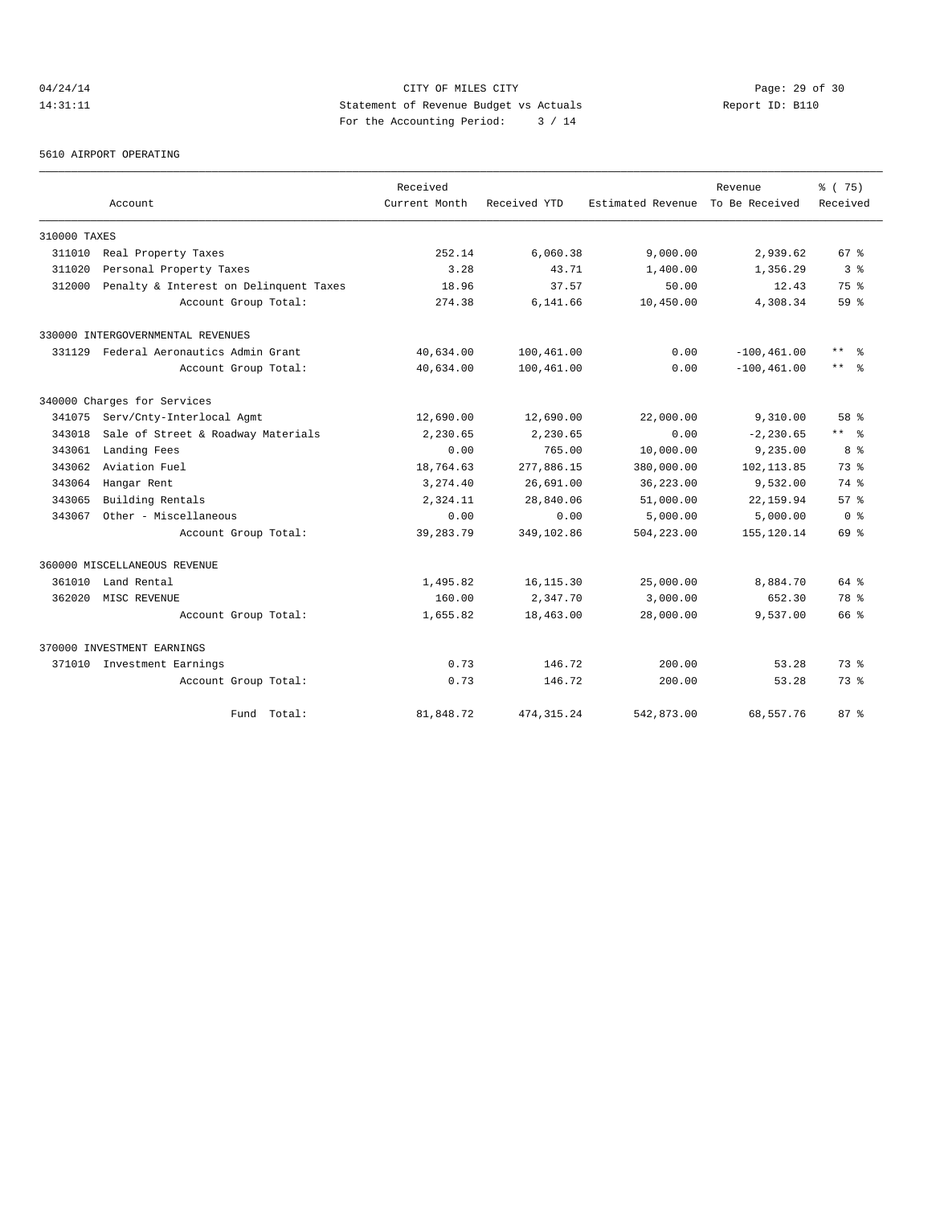CITY OF MILES CITY
Statement of Revenue Budget vs Actuals
For the Accounting Period: 3 / 14

04/24/14
14:31:11

Report ID: B110

5610 AIRPORT OPERATING

| Account | Received Current Month | Received YTD | Estimated Revenue | Revenue To Be Received | % ( 75) Received |
|---|---|---|---|---|---|
| 310000 TAXES | | | | | |
| 311010 Real Property Taxes | 252.14 | 6,060.38 | 9,000.00 | 2,939.62 | 67 % |
| 311020 Personal Property Taxes | 3.28 | 43.71 | 1,400.00 | 1,356.29 | 3 % |
| 312000 Penalty & Interest on Delinquent Taxes | 18.96 | 37.57 | 50.00 | 12.43 | 75 % |
| Account Group Total: | 274.38 | 6,141.66 | 10,450.00 | 4,308.34 | 59 % |
| 330000 INTERGOVERNMENTAL REVENUES | | | | | |
| 331129 Federal Aeronautics Admin Grant | 40,634.00 | 100,461.00 | 0.00 | -100,461.00 | ** % |
| Account Group Total: | 40,634.00 | 100,461.00 | 0.00 | -100,461.00 | ** % |
| 340000 Charges for Services | | | | | |
| 341075 Serv/Cnty-Interlocal Agmt | 12,690.00 | 12,690.00 | 22,000.00 | 9,310.00 | 58 % |
| 343018 Sale of Street & Roadway Materials | 2,230.65 | 2,230.65 | 0.00 | -2,230.65 | ** % |
| 343061 Landing Fees | 0.00 | 765.00 | 10,000.00 | 9,235.00 | 8 % |
| 343062 Aviation Fuel | 18,764.63 | 277,886.15 | 380,000.00 | 102,113.85 | 73 % |
| 343064 Hangar Rent | 3,274.40 | 26,691.00 | 36,223.00 | 9,532.00 | 74 % |
| 343065 Building Rentals | 2,324.11 | 28,840.06 | 51,000.00 | 22,159.94 | 57 % |
| 343067 Other - Miscellaneous | 0.00 | 0.00 | 5,000.00 | 5,000.00 | 0 % |
| Account Group Total: | 39,283.79 | 349,102.86 | 504,223.00 | 155,120.14 | 69 % |
| 360000 MISCELLANEOUS REVENUE | | | | | |
| 361010 Land Rental | 1,495.82 | 16,115.30 | 25,000.00 | 8,884.70 | 64 % |
| 362020 MISC REVENUE | 160.00 | 2,347.70 | 3,000.00 | 652.30 | 78 % |
| Account Group Total: | 1,655.82 | 18,463.00 | 28,000.00 | 9,537.00 | 66 % |
| 370000 INVESTMENT EARNINGS | | | | | |
| 371010 Investment Earnings | 0.73 | 146.72 | 200.00 | 53.28 | 73 % |
| Account Group Total: | 0.73 | 146.72 | 200.00 | 53.28 | 73 % |
| Fund Total: | 81,848.72 | 474,315.24 | 542,873.00 | 68,557.76 | 87 % |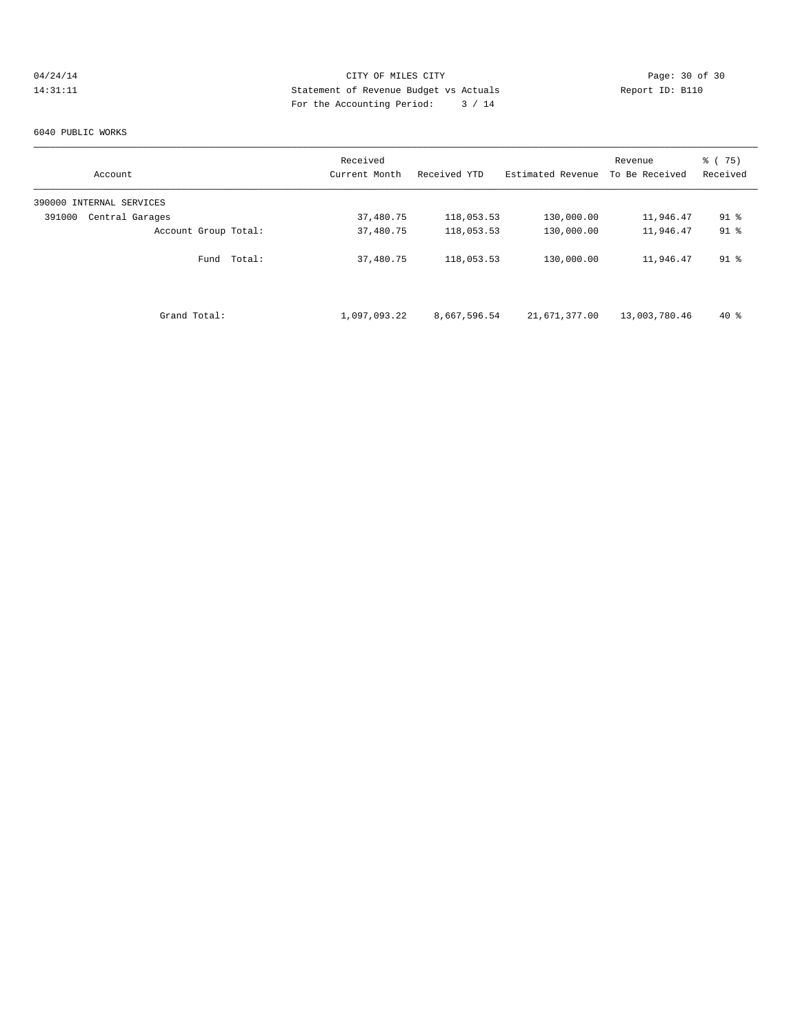CITY OF MILES CITY

Statement of Revenue Budget vs Actuals

For the Accounting Period: 3 / 14

04/24/14

14:31:11

Report ID: B110

6040 PUBLIC WORKS

| Account | Received Current Month | Received YTD | Estimated Revenue | Revenue To Be Received | % ( 75) Received |
|---|---|---|---|---|---|
| 390000 INTERNAL SERVICES | | | | | |
| 391000 Central Garages | 37,480.75 | 118,053.53 | 130,000.00 | 11,946.47 | 91 % |
| Account Group Total: | 37,480.75 | 118,053.53 | 130,000.00 | 11,946.47 | 91 % |
| Fund Total: | 37,480.75 | 118,053.53 | 130,000.00 | 11,946.47 | 91 % |
| Grand Total: | 1,097,093.22 | 8,667,596.54 | 21,671,377.00 | 13,003,780.46 | 40 % |